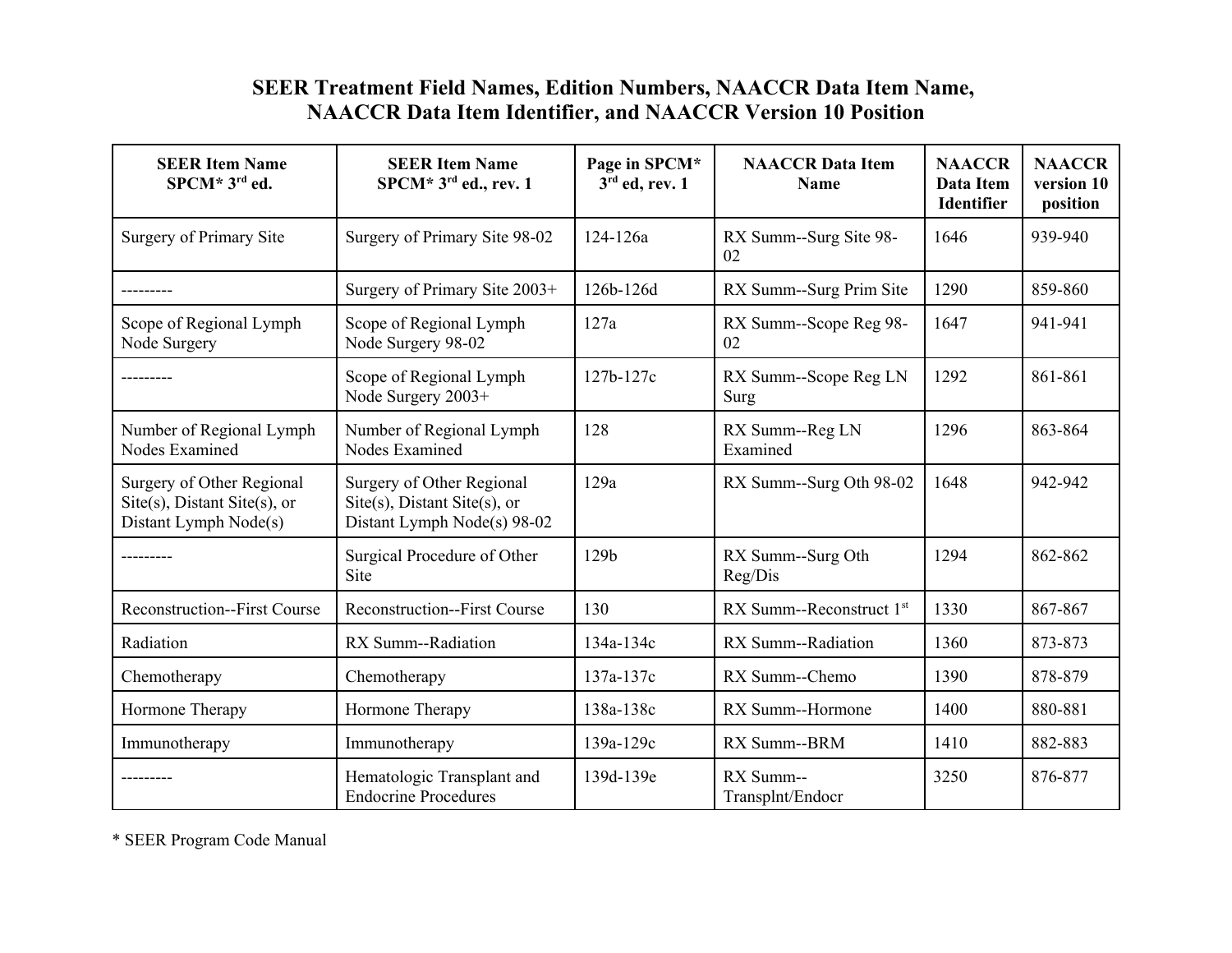# SEER Treatment Field Names, Edition Numbers, NAACCR Data Item Name, NAACCR Data Item Identifier, and NAACCR Version 10 Position

| SEER Item Name SPCM* 3rd ed. | SEER Item Name SPCM* 3rd ed., rev. 1 | Page in SPCM* 3rd ed, rev. 1 | NAACCR Data Item Name | NAACCR Data Item Identifier | NAACCR version 10 position |
|---|---|---|---|---|---|
| Surgery of Primary Site | Surgery of Primary Site 98-02 | 124-126a | RX Summ--Surg Site 98-02 | 1646 | 939-940 |
| --------- | Surgery of Primary Site 2003+ | 126b-126d | RX Summ--Surg Prim Site | 1290 | 859-860 |
| Scope of Regional Lymph Node Surgery | Scope of Regional Lymph Node Surgery 98-02 | 127a | RX Summ--Scope Reg 98-02 | 1647 | 941-941 |
| --------- | Scope of Regional Lymph Node Surgery 2003+ | 127b-127c | RX Summ--Scope Reg LN Surg | 1292 | 861-861 |
| Number of Regional Lymph Nodes Examined | Number of Regional Lymph Nodes Examined | 128 | RX Summ--Reg LN Examined | 1296 | 863-864 |
| Surgery of Other Regional Site(s), Distant Site(s), or Distant Lymph Node(s) | Surgery of Other Regional Site(s), Distant Site(s), or Distant Lymph Node(s) 98-02 | 129a | RX Summ--Surg Oth 98-02 | 1648 | 942-942 |
| --------- | Surgical Procedure of Other Site | 129b | RX Summ--Surg Oth Reg/Dis | 1294 | 862-862 |
| Reconstruction--First Course | Reconstruction--First Course | 130 | RX Summ--Reconstruct 1st | 1330 | 867-867 |
| Radiation | RX Summ--Radiation | 134a-134c | RX Summ--Radiation | 1360 | 873-873 |
| Chemotherapy | Chemotherapy | 137a-137c | RX Summ--Chemo | 1390 | 878-879 |
| Hormone Therapy | Hormone Therapy | 138a-138c | RX Summ--Hormone | 1400 | 880-881 |
| Immunotherapy | Immunotherapy | 139a-129c | RX Summ--BRM | 1410 | 882-883 |
| --------- | Hematologic Transplant and Endocrine Procedures | 139d-139e | RX Summ--Transplnt/Endocr | 3250 | 876-877 |

* SEER Program Code Manual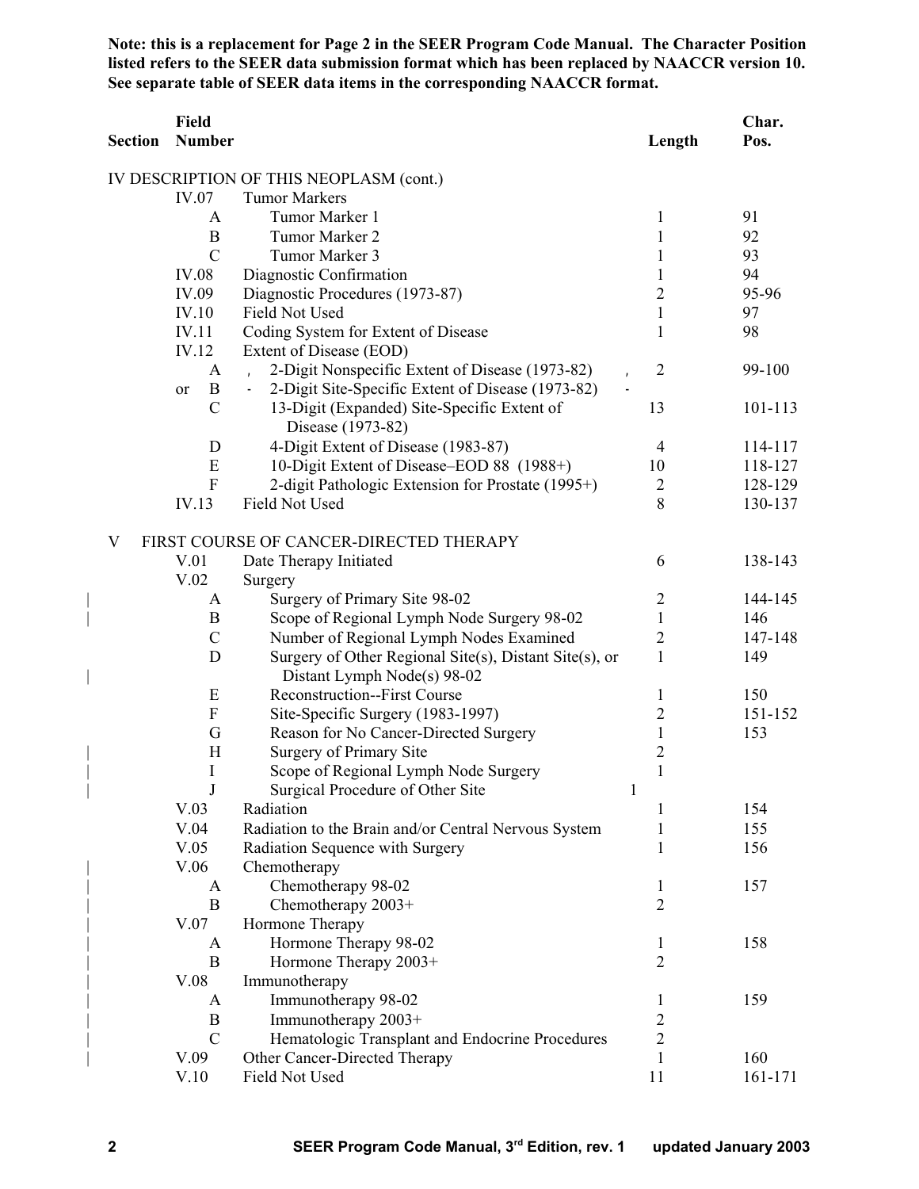**Note: this is a replacement for Page 2 in the SEER Program Code Manual. The Character Position listed refers to the SEER data submission format which has been replaced by NAACCR version 10. See separate table of SEER data items in the corresponding NAACCR format.**

| Section | Field Number | | Length | Char. Pos. |
|---|---|---|---|---|
| IV DESCRIPTION OF THIS NEOPLASM (cont.) | | | | |
| | IV.07 | Tumor Markers | | |
| | A | Tumor Marker 1 | 1 | 91 |
| | B | Tumor Marker 2 | 1 | 92 |
| | C | Tumor Marker 3 | 1 | 93 |
| | IV.08 | Diagnostic Confirmation | 1 | 94 |
| | IV.09 | Diagnostic Procedures (1973-87) | 2 | 95-96 |
| | IV.10 | Field Not Used | 1 | 97 |
| | IV.11 | Coding System for Extent of Disease | 1 | 98 |
| | IV.12 | Extent of Disease (EOD) | | |
| | A | 2-Digit Nonspecific Extent of Disease (1973-82) | 2 | 99-100 |
| | or B | 2-Digit Site-Specific Extent of Disease (1973-82) | | |
| | C | 13-Digit (Expanded) Site-Specific Extent of Disease (1973-82) | 13 | 101-113 |
| | D | 4-Digit Extent of Disease (1983-87) | 4 | 114-117 |
| | E | 10-Digit Extent of Disease–EOD 88 (1988+) | 10 | 118-127 |
| | F | 2-digit Pathologic Extension for Prostate (1995+) | 2 | 128-129 |
| | IV.13 | Field Not Used | 8 | 130-137 |
| V | FIRST COURSE OF CANCER-DIRECTED THERAPY | | | |
| | V.01 | Date Therapy Initiated | 6 | 138-143 |
| | V.02 | Surgery | | |
| | A | Surgery of Primary Site 98-02 | 2 | 144-145 |
| | B | Scope of Regional Lymph Node Surgery 98-02 | 1 | 146 |
| | C | Number of Regional Lymph Nodes Examined | 2 | 147-148 |
| | D | Surgery of Other Regional Site(s), Distant Site(s), or Distant Lymph Node(s) 98-02 | 1 | 149 |
| | E | Reconstruction--First Course | 1 | 150 |
| | F | Site-Specific Surgery (1983-1997) | 2 | 151-152 |
| | G | Reason for No Cancer-Directed Surgery | 1 | 153 |
| | H | Surgery of Primary Site | 2 | |
| | I | Scope of Regional Lymph Node Surgery | 1 | |
| | J | Surgical Procedure of Other Site | 1 | |
| | V.03 | Radiation | 1 | 154 |
| | V.04 | Radiation to the Brain and/or Central Nervous System | 1 | 155 |
| | V.05 | Radiation Sequence with Surgery | 1 | 156 |
| | V.06 | Chemotherapy | | |
| | A | Chemotherapy 98-02 | 1 | 157 |
| | B | Chemotherapy 2003+ | 2 | |
| | V.07 | Hormone Therapy | | |
| | A | Hormone Therapy 98-02 | 1 | 158 |
| | B | Hormone Therapy 2003+ | 2 | |
| | V.08 | Immunotherapy | | |
| | A | Immunotherapy 98-02 | 1 | 159 |
| | B | Immunotherapy 2003+ | 2 | |
| | C | Hematologic Transplant and Endocrine Procedures | 2 | |
| | V.09 | Other Cancer-Directed Therapy | 1 | 160 |
| | V.10 | Field Not Used | 11 | 161-171 |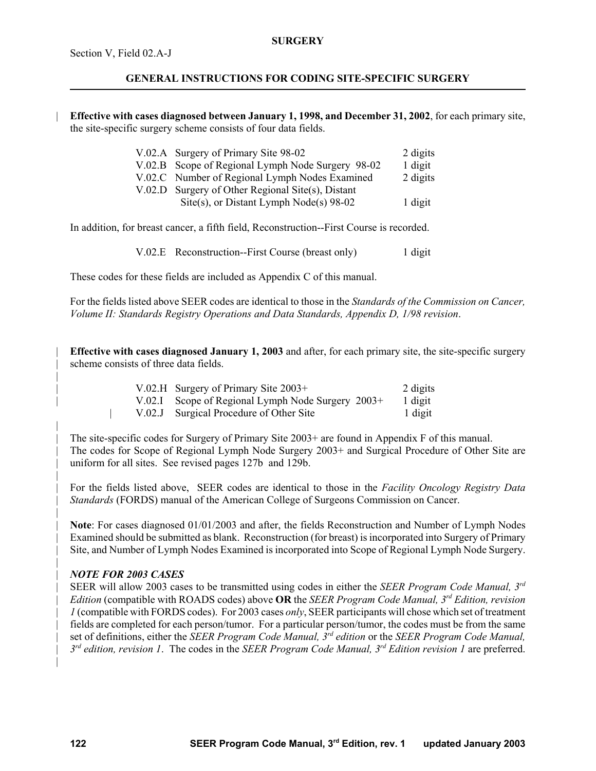**SURGERY**

Section V, Field 02.A-J

## GENERAL INSTRUCTIONS FOR CODING SITE-SPECIFIC SURGERY

**Effective with cases diagnosed between January 1, 1998, and December 31, 2002**, for each primary site, the site-specific surgery scheme consists of four data fields.

| | | |
|---|---|---|
| V.02.A | Surgery of Primary Site 98-02 | 2 digits |
| V.02.B | Scope of Regional Lymph Node Surgery 98-02 | 1 digit |
| V.02.C | Number of Regional Lymph Nodes Examined | 2 digits |
| V.02.D | Surgery of Other Regional Site(s), Distant Site(s), or Distant Lymph Node(s) 98-02 | 1 digit |

In addition, for breast cancer, a fifth field, Reconstruction--First Course is recorded.

| | | |
|---|---|---|
| V.02.E | Reconstruction--First Course (breast only) | 1 digit |

These codes for these fields are included as Appendix C of this manual.

For the fields listed above SEER codes are identical to those in the *Standards of the Commission on Cancer, Volume II: Standards Registry Operations and Data Standards, Appendix D, 1/98 revision*.

**Effective with cases diagnosed January 1, 2003** and after, for each primary site, the site-specific surgery scheme consists of three data fields.

| | | |
|---|---|---|
| V.02.H | Surgery of Primary Site 2003+ | 2 digits |
| V.02.I | Scope of Regional Lymph Node Surgery 2003+ | 1 digit |
| V.02.J | Surgical Procedure of Other Site | 1 digit |

The site-specific codes for Surgery of Primary Site 2003+ are found in Appendix F of this manual. The codes for Scope of Regional Lymph Node Surgery 2003+ and Surgical Procedure of Other Site are uniform for all sites. See revised pages 127b and 129b.

For the fields listed above, SEER codes are identical to those in the *Facility Oncology Registry Data Standards* (FORDS) manual of the American College of Surgeons Commission on Cancer.

**Note**: For cases diagnosed 01/01/2003 and after, the fields Reconstruction and Number of Lymph Nodes Examined should be submitted as blank. Reconstruction (for breast) is incorporated into Surgery of Primary Site, and Number of Lymph Nodes Examined is incorporated into Scope of Regional Lymph Node Surgery.

***NOTE FOR 2003 CASES***

SEER will allow 2003 cases to be transmitted using codes in either the *SEER Program Code Manual, 3rd Edition* (compatible with ROADS codes) above **OR** the *SEER Program Code Manual, 3rd Edition, revision 1* (compatible with FORDS codes). For 2003 cases *only*, SEER participants will chose which set of treatment fields are completed for each person/tumor. For a particular person/tumor, the codes must be from the same set of definitions, either the *SEER Program Code Manual, 3rd edition* or the *SEER Program Code Manual, 3rd edition, revision 1*. The codes in the *SEER Program Code Manual, 3rd Edition revision 1* are preferred.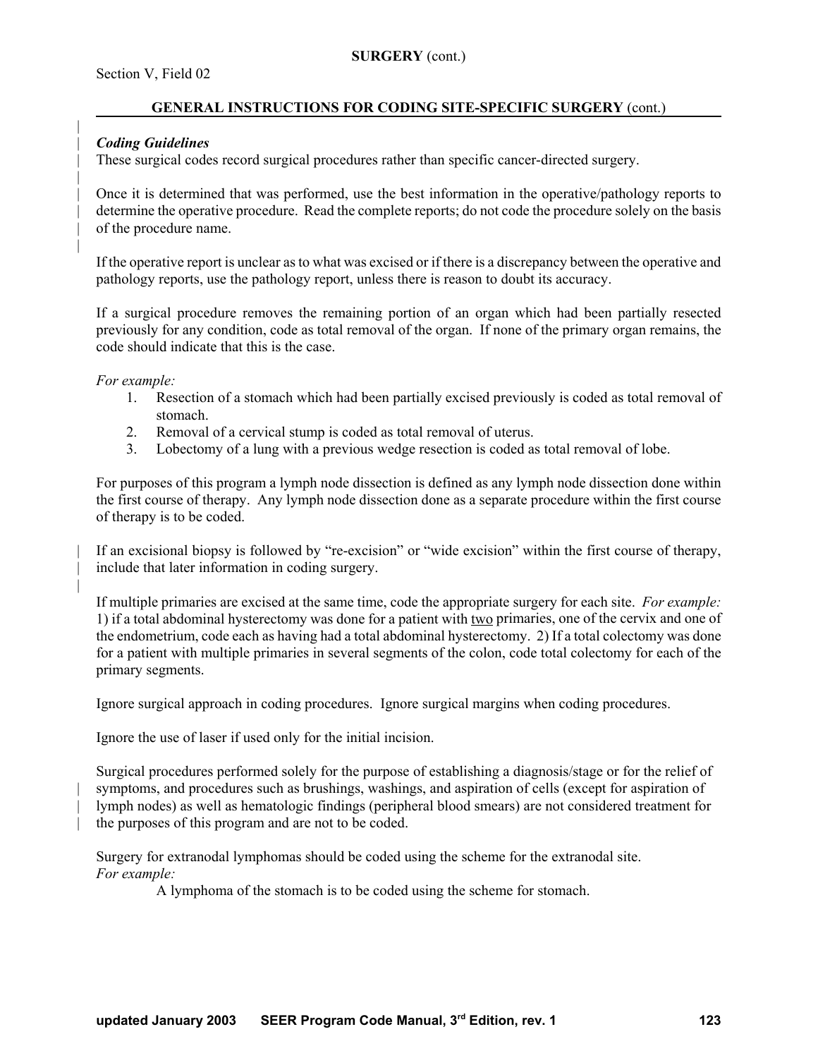**SURGERY** (cont.)

Section V, Field 02

## GENERAL INSTRUCTIONS FOR CODING SITE-SPECIFIC SURGERY (cont.)

***Coding Guidelines***

These surgical codes record surgical procedures rather than specific cancer-directed surgery.

Once it is determined that was performed, use the best information in the operative/pathology reports to determine the operative procedure. Read the complete reports; do not code the procedure solely on the basis of the procedure name.

If the operative report is unclear as to what was excised or if there is a discrepancy between the operative and pathology reports, use the pathology report, unless there is reason to doubt its accuracy.

If a surgical procedure removes the remaining portion of an organ which had been partially resected previously for any condition, code as total removal of the organ. If none of the primary organ remains, the code should indicate that this is the case.

*For example:*

1. Resection of a stomach which had been partially excised previously is coded as total removal of stomach.
2. Removal of a cervical stump is coded as total removal of uterus.
3. Lobectomy of a lung with a previous wedge resection is coded as total removal of lobe.

For purposes of this program a lymph node dissection is defined as any lymph node dissection done within the first course of therapy. Any lymph node dissection done as a separate procedure within the first course of therapy is to be coded.

If an excisional biopsy is followed by "re-excision" or "wide excision" within the first course of therapy, include that later information in coding surgery.

If multiple primaries are excised at the same time, code the appropriate surgery for each site. *For example:* 1) if a total abdominal hysterectomy was done for a patient with two primaries, one of the cervix and one of the endometrium, code each as having had a total abdominal hysterectomy. 2) If a total colectomy was done for a patient with multiple primaries in several segments of the colon, code total colectomy for each of the primary segments.

Ignore surgical approach in coding procedures. Ignore surgical margins when coding procedures.

Ignore the use of laser if used only for the initial incision.

Surgical procedures performed solely for the purpose of establishing a diagnosis/stage or for the relief of symptoms, and procedures such as brushings, washings, and aspiration of cells (except for aspiration of lymph nodes) as well as hematologic findings (peripheral blood smears) are not considered treatment for the purposes of this program and are not to be coded.

Surgery for extranodal lymphomas should be coded using the scheme for the extranodal site.
*For example:*

A lymphoma of the stomach is to be coded using the scheme for stomach.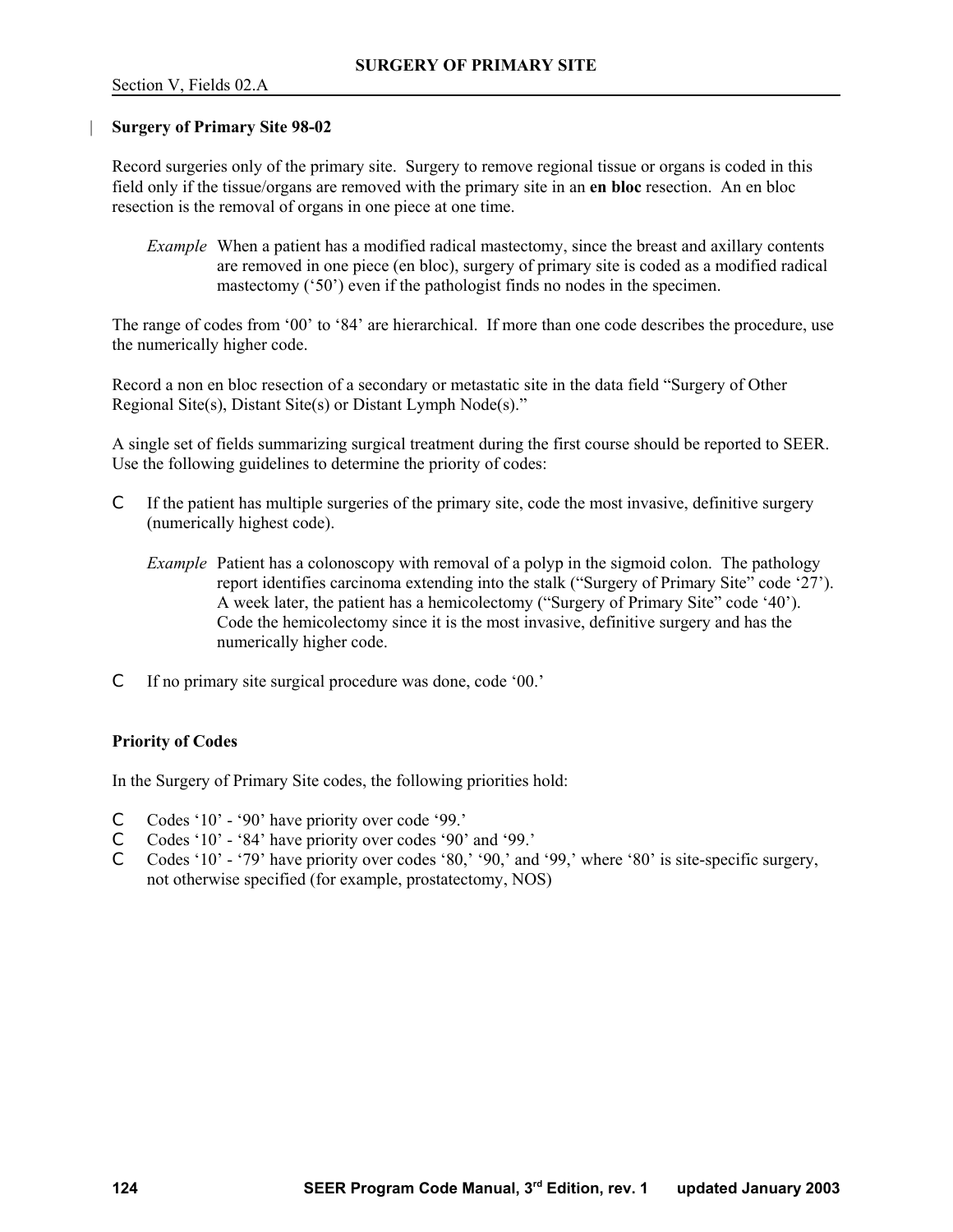# SURGERY OF PRIMARY SITE

Section V, Fields 02.A

## Surgery of Primary Site 98-02

Record surgeries only of the primary site. Surgery to remove regional tissue or organs is coded in this field only if the tissue/organs are removed with the primary site in an **en bloc** resection. An en bloc resection is the removal of organs in one piece at one time.

> *Example* When a patient has a modified radical mastectomy, since the breast and axillary contents are removed in one piece (en bloc), surgery of primary site is coded as a modified radical mastectomy ('50') even if the pathologist finds no nodes in the specimen.

The range of codes from '00' to '84' are hierarchical. If more than one code describes the procedure, use the numerically higher code.

Record a non en bloc resection of a secondary or metastatic site in the data field "Surgery of Other Regional Site(s), Distant Site(s) or Distant Lymph Node(s)."

A single set of fields summarizing surgical treatment during the first course should be reported to SEER. Use the following guidelines to determine the priority of codes:

- If the patient has multiple surgeries of the primary site, code the most invasive, definitive surgery (numerically highest code).

  > *Example* Patient has a colonoscopy with removal of a polyp in the sigmoid colon. The pathology report identifies carcinoma extending into the stalk ("Surgery of Primary Site" code '27'). A week later, the patient has a hemicolectomy ("Surgery of Primary Site" code '40'). Code the hemicolectomy since it is the most invasive, definitive surgery and has the numerically higher code.

- If no primary site surgical procedure was done, code '00.'

### Priority of Codes

In the Surgery of Primary Site codes, the following priorities hold:

- Codes '10' - '90' have priority over code '99.'
- Codes '10' - '84' have priority over codes '90' and '99.'
- Codes '10' - '79' have priority over codes '80,' '90,' and '99,' where '80' is site-specific surgery, not otherwise specified (for example, prostatectomy, NOS)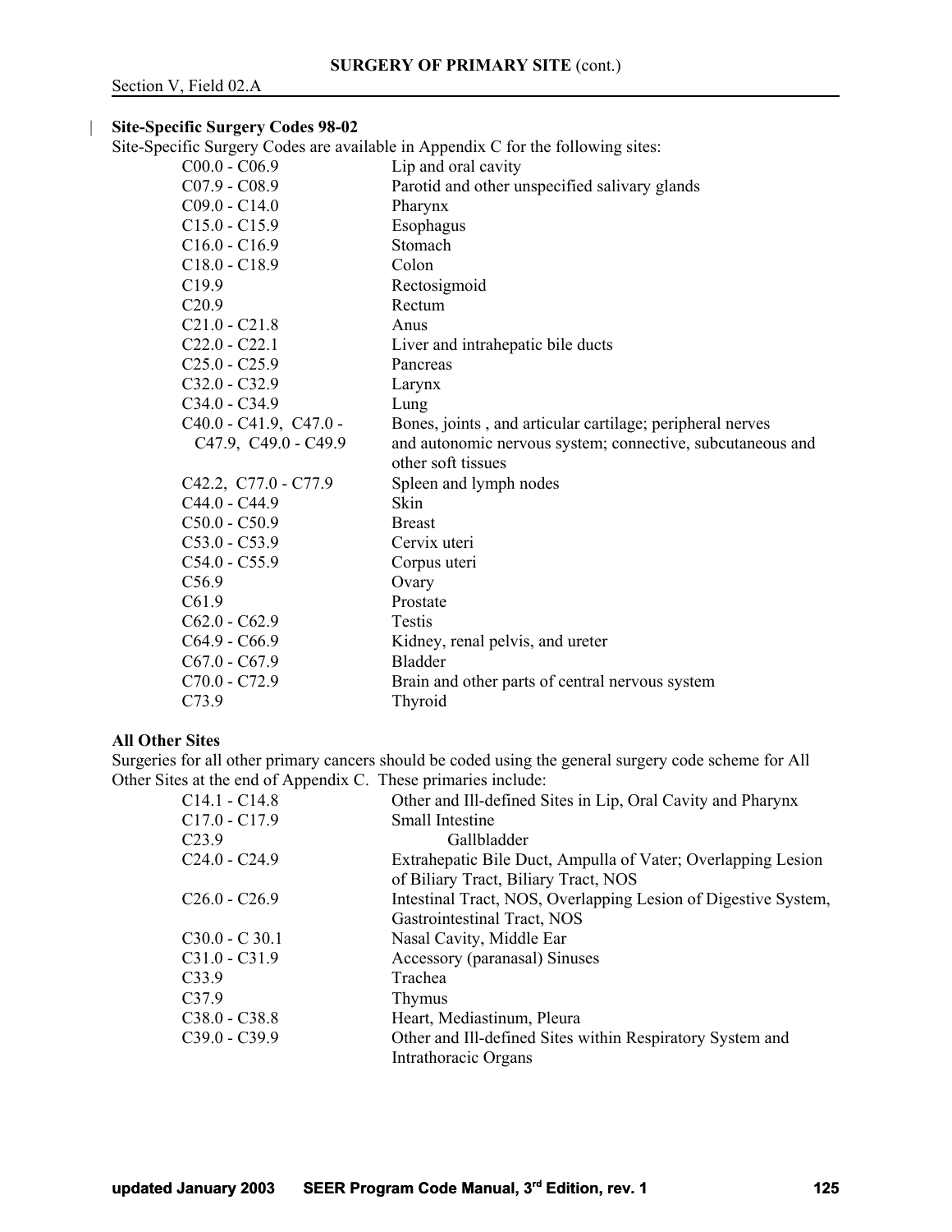## SURGERY OF PRIMARY SITE (cont.)

Section V, Field 02.A

**Site-Specific Surgery Codes 98-02**

Site-Specific Surgery Codes are available in Appendix C for the following sites:

| | |
|---|---|
| C00.0 - C06.9 | Lip and oral cavity |
| C07.9 - C08.9 | Parotid and other unspecified salivary glands |
| C09.0 - C14.0 | Pharynx |
| C15.0 - C15.9 | Esophagus |
| C16.0 - C16.9 | Stomach |
| C18.0 - C18.9 | Colon |
| C19.9 | Rectosigmoid |
| C20.9 | Rectum |
| C21.0 - C21.8 | Anus |
| C22.0 - C22.1 | Liver and intrahepatic bile ducts |
| C25.0 - C25.9 | Pancreas |
| C32.0 - C32.9 | Larynx |
| C34.0 - C34.9 | Lung |
| C40.0 - C41.9, C47.0 - C47.9, C49.0 - C49.9 | Bones, joints , and articular cartilage; peripheral nerves and autonomic nervous system; connective, subcutaneous and other soft tissues |
| C42.2, C77.0 - C77.9 | Spleen and lymph nodes |
| C44.0 - C44.9 | Skin |
| C50.0 - C50.9 | Breast |
| C53.0 - C53.9 | Cervix uteri |
| C54.0 - C55.9 | Corpus uteri |
| C56.9 | Ovary |
| C61.9 | Prostate |
| C62.0 - C62.9 | Testis |
| C64.9 - C66.9 | Kidney, renal pelvis, and ureter |
| C67.0 - C67.9 | Bladder |
| C70.0 - C72.9 | Brain and other parts of central nervous system |
| C73.9 | Thyroid |

**All Other Sites**

Surgeries for all other primary cancers should be coded using the general surgery code scheme for All Other Sites at the end of Appendix C. These primaries include:

| | |
|---|---|
| C14.1 - C14.8 | Other and Ill-defined Sites in Lip, Oral Cavity and Pharynx |
| C17.0 - C17.9 | Small Intestine |
| C23.9 | Gallbladder |
| C24.0 - C24.9 | Extrahepatic Bile Duct, Ampulla of Vater; Overlapping Lesion of Biliary Tract, Biliary Tract, NOS |
| C26.0 - C26.9 | Intestinal Tract, NOS, Overlapping Lesion of Digestive System, Gastrointestinal Tract, NOS |
| C30.0 - C 30.1 | Nasal Cavity, Middle Ear |
| C31.0 - C31.9 | Accessory (paranasal) Sinuses |
| C33.9 | Trachea |
| C37.9 | Thymus |
| C38.0 - C38.8 | Heart, Mediastinum, Pleura |
| C39.0 - C39.9 | Other and Ill-defined Sites within Respiratory System and Intrathoracic Organs |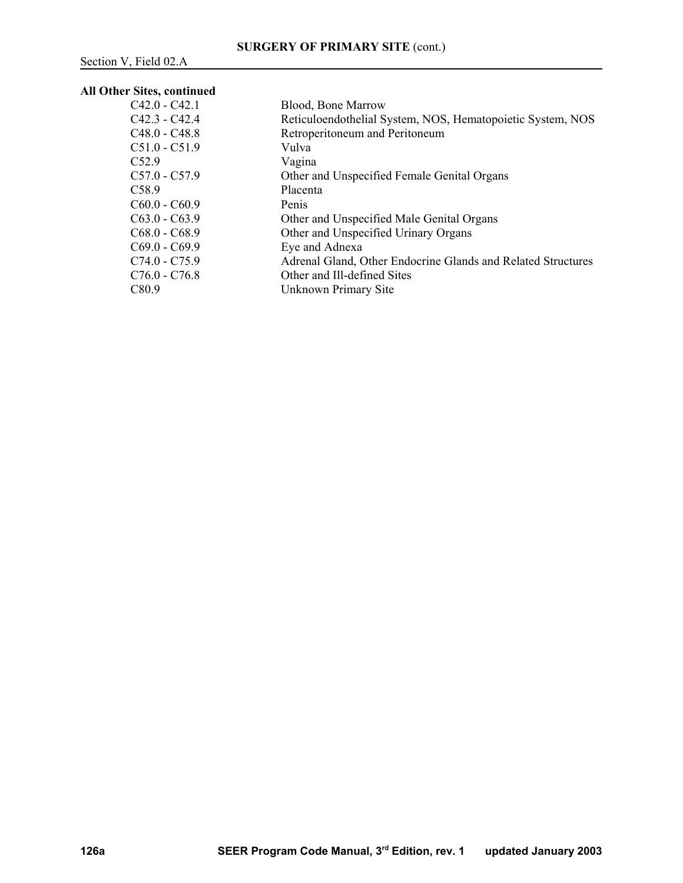**SURGERY OF PRIMARY SITE** (cont.)

Section V, Field 02.A

**All Other Sites, continued**

| | |
|---|---|
| C42.0 - C42.1 | Blood, Bone Marrow |
| C42.3 - C42.4 | Reticuloendothelial System, NOS, Hematopoietic System, NOS |
| C48.0 - C48.8 | Retroperitoneum and Peritoneum |
| C51.0 - C51.9 | Vulva |
| C52.9 | Vagina |
| C57.0 - C57.9 | Other and Unspecified Female Genital Organs |
| C58.9 | Placenta |
| C60.0 - C60.9 | Penis |
| C63.0 - C63.9 | Other and Unspecified Male Genital Organs |
| C68.0 - C68.9 | Other and Unspecified Urinary Organs |
| C69.0 - C69.9 | Eye and Adnexa |
| C74.0 - C75.9 | Adrenal Gland, Other Endocrine Glands and Related Structures |
| C76.0 - C76.8 | Other and Ill-defined Sites |
| C80.9 | Unknown Primary Site |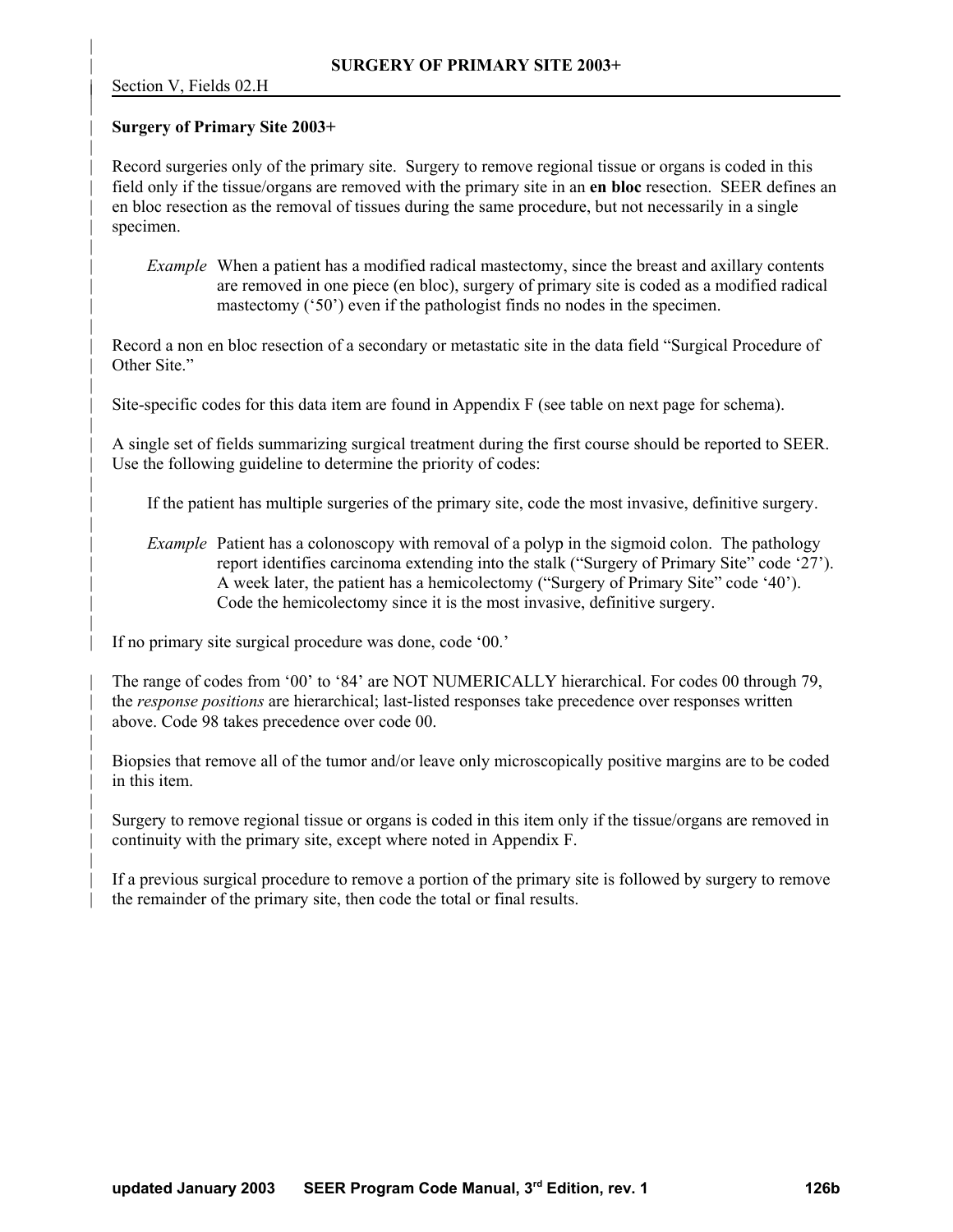## Surgery of Primary Site 2003+

Record surgeries only of the primary site. Surgery to remove regional tissue or organs is coded in this field only if the tissue/organs are removed with the primary site in an **en bloc** resection. SEER defines an en bloc resection as the removal of tissues during the same procedure, but not necessarily in a single specimen.

> *Example* When a patient has a modified radical mastectomy, since the breast and axillary contents are removed in one piece (en bloc), surgery of primary site is coded as a modified radical mastectomy ('50') even if the pathologist finds no nodes in the specimen.

Record a non en bloc resection of a secondary or metastatic site in the data field "Surgical Procedure of Other Site."

Site-specific codes for this data item are found in Appendix F (see table on next page for schema).

A single set of fields summarizing surgical treatment during the first course should be reported to SEER. Use the following guideline to determine the priority of codes:

> If the patient has multiple surgeries of the primary site, code the most invasive, definitive surgery.
>
> *Example* Patient has a colonoscopy with removal of a polyp in the sigmoid colon. The pathology report identifies carcinoma extending into the stalk ("Surgery of Primary Site" code '27'). A week later, the patient has a hemicolectomy ("Surgery of Primary Site" code '40'). Code the hemicolectomy since it is the most invasive, definitive surgery.

If no primary site surgical procedure was done, code '00.'

The range of codes from '00' to '84' are NOT NUMERICALLY hierarchical. For codes 00 through 79, the *response positions* are hierarchical; last-listed responses take precedence over responses written above. Code 98 takes precedence over code 00.

Biopsies that remove all of the tumor and/or leave only microscopically positive margins are to be coded in this item.

Surgery to remove regional tissue or organs is coded in this item only if the tissue/organs are removed in continuity with the primary site, except where noted in Appendix F.

If a previous surgical procedure to remove a portion of the primary site is followed by surgery to remove the remainder of the primary site, then code the total or final results.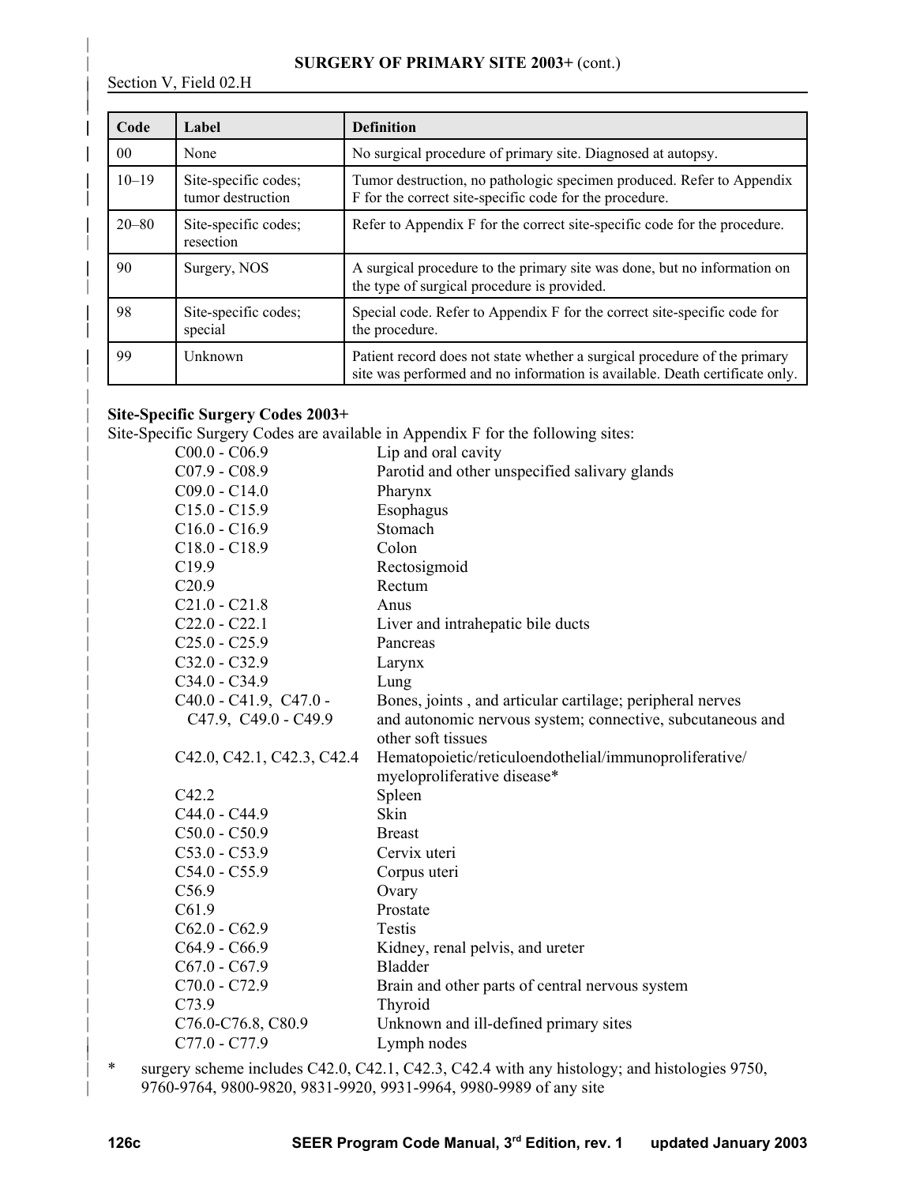## SURGERY OF PRIMARY SITE 2003+ (cont.)

Section V, Field 02.H

| Code | Label | Definition |
|---|---|---|
| 00 | None | No surgical procedure of primary site. Diagnosed at autopsy. |
| 10–19 | Site-specific codes; tumor destruction | Tumor destruction, no pathologic specimen produced. Refer to Appendix F for the correct site-specific code for the procedure. |
| 20–80 | Site-specific codes; resection | Refer to Appendix F for the correct site-specific code for the procedure. |
| 90 | Surgery, NOS | A surgical procedure to the primary site was done, but no information on the type of surgical procedure is provided. |
| 98 | Site-specific codes; special | Special code. Refer to Appendix F for the correct site-specific code for the procedure. |
| 99 | Unknown | Patient record does not state whether a surgical procedure of the primary site was performed and no information is available. Death certificate only. |

**Site-Specific Surgery Codes 2003+**

Site-Specific Surgery Codes are available in Appendix F for the following sites:

| | |
|---|---|
| C00.0 - C06.9 | Lip and oral cavity |
| C07.9 - C08.9 | Parotid and other unspecified salivary glands |
| C09.0 - C14.0 | Pharynx |
| C15.0 - C15.9 | Esophagus |
| C16.0 - C16.9 | Stomach |
| C18.0 - C18.9 | Colon |
| C19.9 | Rectosigmoid |
| C20.9 | Rectum |
| C21.0 - C21.8 | Anus |
| C22.0 - C22.1 | Liver and intrahepatic bile ducts |
| C25.0 - C25.9 | Pancreas |
| C32.0 - C32.9 | Larynx |
| C34.0 - C34.9 | Lung |
| C40.0 - C41.9, C47.0 - C47.9, C49.0 - C49.9 | Bones, joints , and articular cartilage; peripheral nerves and autonomic nervous system; connective, subcutaneous and other soft tissues |
| C42.0, C42.1, C42.3, C42.4 | Hematopoietic/reticuloendothelial/immunoproliferative/ myeloproliferative disease* |
| C42.2 | Spleen |
| C44.0 - C44.9 | Skin |
| C50.0 - C50.9 | Breast |
| C53.0 - C53.9 | Cervix uteri |
| C54.0 - C55.9 | Corpus uteri |
| C56.9 | Ovary |
| C61.9 | Prostate |
| C62.0 - C62.9 | Testis |
| C64.9 - C66.9 | Kidney, renal pelvis, and ureter |
| C67.0 - C67.9 | Bladder |
| C70.0 - C72.9 | Brain and other parts of central nervous system |
| C73.9 | Thyroid |
| C76.0-C76.8, C80.9 | Unknown and ill-defined primary sites |
| C77.0 - C77.9 | Lymph nodes |

\* surgery scheme includes C42.0, C42.1, C42.3, C42.4 with any histology; and histologies 9750, 9760-9764, 9800-9820, 9831-9920, 9931-9964, 9980-9989 of any site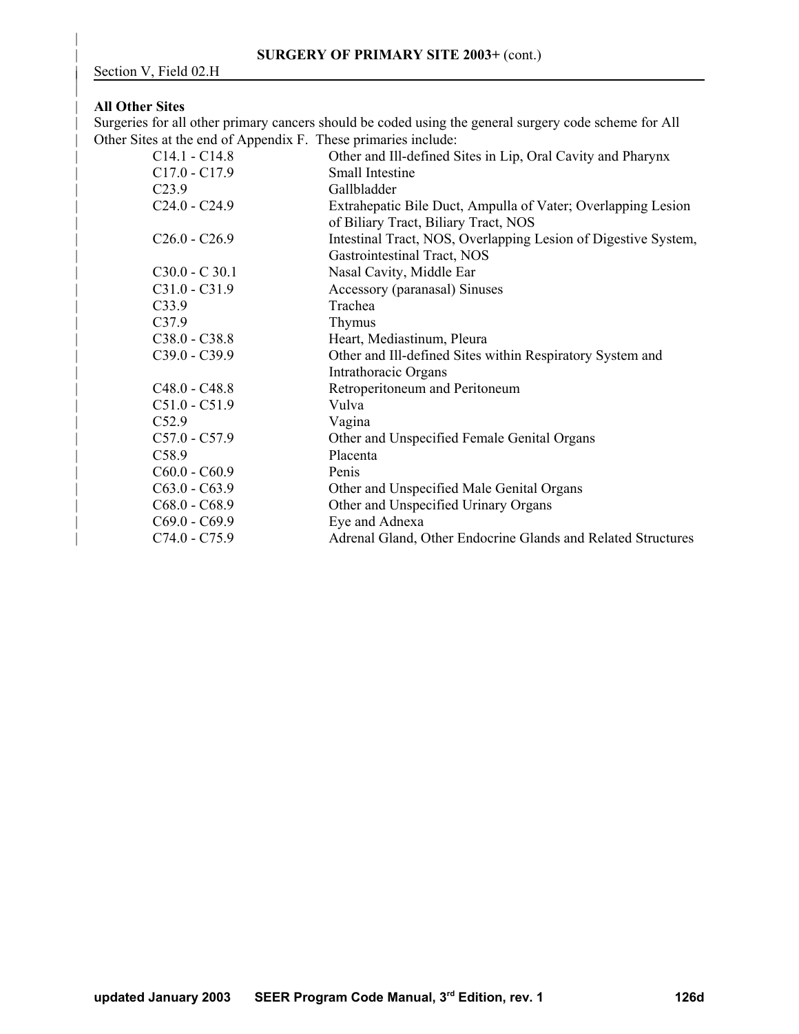## SURGERY OF PRIMARY SITE 2003+ (cont.)

Section V, Field 02.H

### All Other Sites

Surgeries for all other primary cancers should be coded using the general surgery code scheme for All Other Sites at the end of Appendix F. These primaries include:

| | |
|---|---|
| C14.1 - C14.8 | Other and Ill-defined Sites in Lip, Oral Cavity and Pharynx |
| C17.0 - C17.9 | Small Intestine |
| C23.9 | Gallbladder |
| C24.0 - C24.9 | Extrahepatic Bile Duct, Ampulla of Vater; Overlapping Lesion of Biliary Tract, Biliary Tract, NOS |
| C26.0 - C26.9 | Intestinal Tract, NOS, Overlapping Lesion of Digestive System, Gastrointestinal Tract, NOS |
| C30.0 - C 30.1 | Nasal Cavity, Middle Ear |
| C31.0 - C31.9 | Accessory (paranasal) Sinuses |
| C33.9 | Trachea |
| C37.9 | Thymus |
| C38.0 - C38.8 | Heart, Mediastinum, Pleura |
| C39.0 - C39.9 | Other and Ill-defined Sites within Respiratory System and Intrathoracic Organs |
| C48.0 - C48.8 | Retroperitoneum and Peritoneum |
| C51.0 - C51.9 | Vulva |
| C52.9 | Vagina |
| C57.0 - C57.9 | Other and Unspecified Female Genital Organs |
| C58.9 | Placenta |
| C60.0 - C60.9 | Penis |
| C63.0 - C63.9 | Other and Unspecified Male Genital Organs |
| C68.0 - C68.9 | Other and Unspecified Urinary Organs |
| C69.0 - C69.9 | Eye and Adnexa |
| C74.0 - C75.9 | Adrenal Gland, Other Endocrine Glands and Related Structures |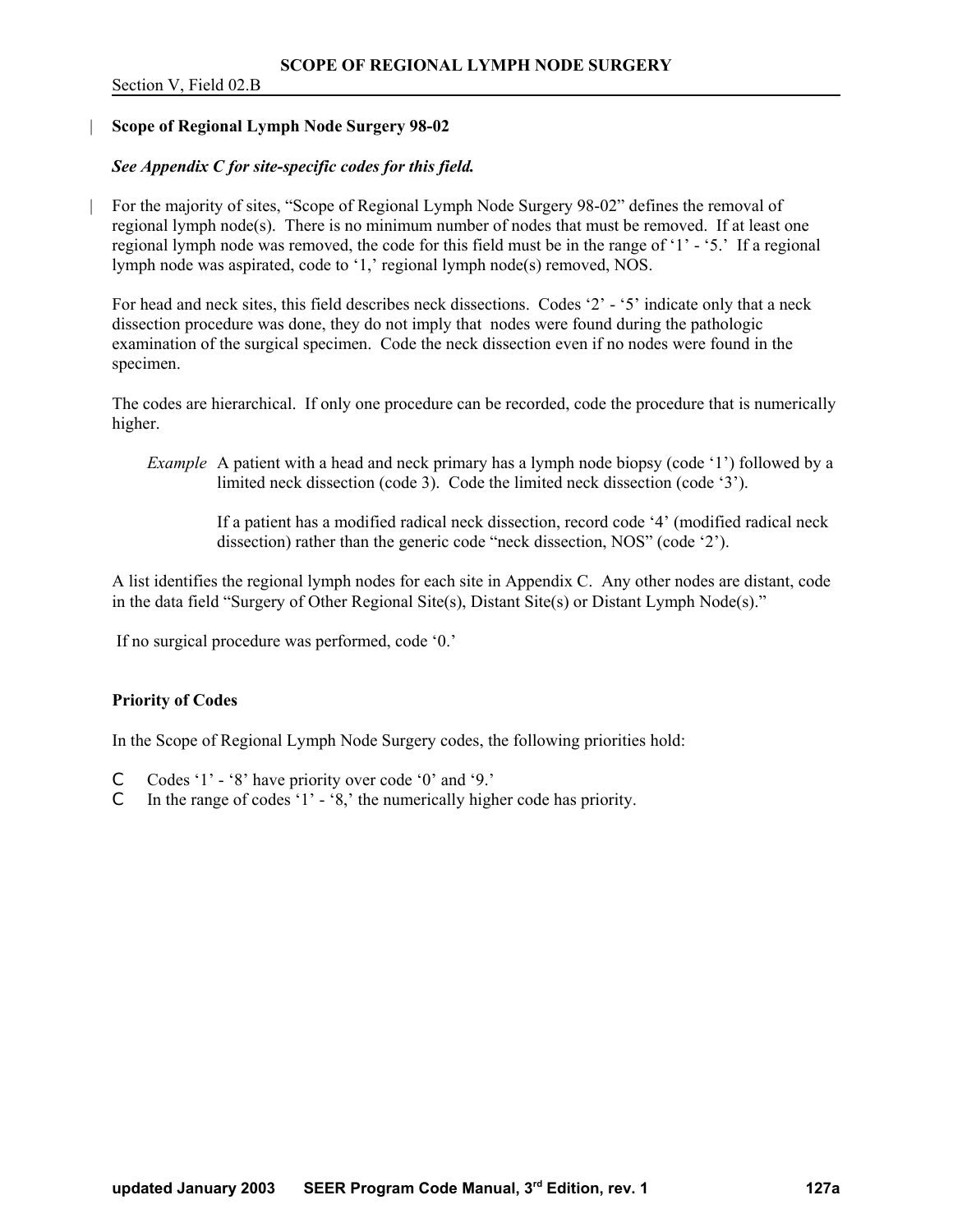## SCOPE OF REGIONAL LYMPH NODE SURGERY

Section V, Field 02.B

### Scope of Regional Lymph Node Surgery 98-02

***See Appendix C for site-specific codes for this field.***

For the majority of sites, "Scope of Regional Lymph Node Surgery 98-02" defines the removal of regional lymph node(s). There is no minimum number of nodes that must be removed. If at least one regional lymph node was removed, the code for this field must be in the range of '1' - '5.' If a regional lymph node was aspirated, code to '1,' regional lymph node(s) removed, NOS.

For head and neck sites, this field describes neck dissections. Codes '2' - '5' indicate only that a neck dissection procedure was done, they do not imply that nodes were found during the pathologic examination of the surgical specimen. Code the neck dissection even if no nodes were found in the specimen.

The codes are hierarchical. If only one procedure can be recorded, code the procedure that is numerically higher.

> *Example* A patient with a head and neck primary has a lymph node biopsy (code '1') followed by a limited neck dissection (code 3). Code the limited neck dissection (code '3').
>
> If a patient has a modified radical neck dissection, record code '4' (modified radical neck dissection) rather than the generic code "neck dissection, NOS" (code '2').

A list identifies the regional lymph nodes for each site in Appendix C. Any other nodes are distant, code in the data field "Surgery of Other Regional Site(s), Distant Site(s) or Distant Lymph Node(s)."

If no surgical procedure was performed, code '0.'

### Priority of Codes

In the Scope of Regional Lymph Node Surgery codes, the following priorities hold:

- Codes '1' - '8' have priority over code '0' and '9.'
- In the range of codes '1' - '8,' the numerically higher code has priority.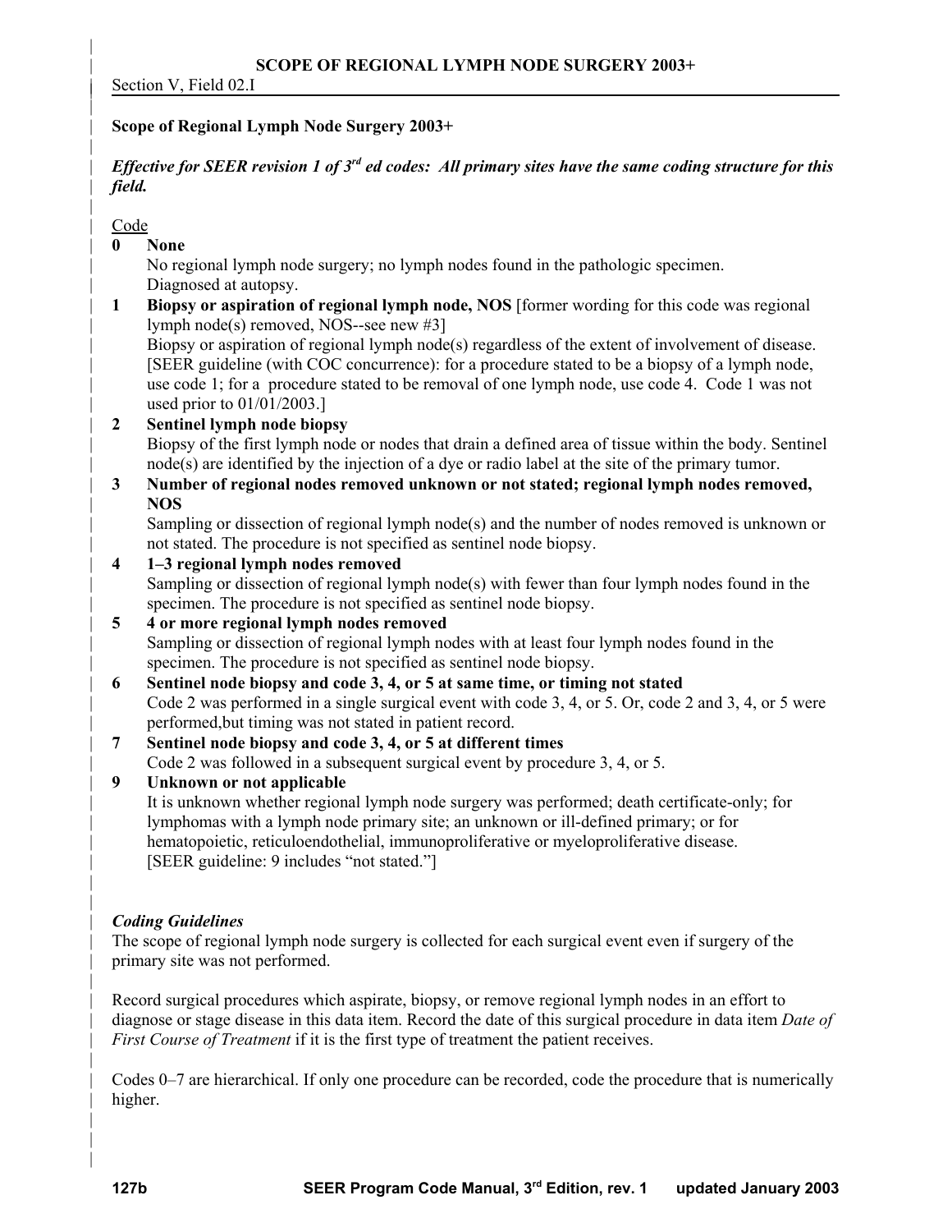## SCOPE OF REGIONAL LYMPH NODE SURGERY 2003+

Section V, Field 02.I

### Scope of Regional Lymph Node Surgery 2003+

***Effective for SEER revision 1 of 3rd ed codes: All primary sites have the same coding structure for this field.***

Code

**0 None**
No regional lymph node surgery; no lymph nodes found in the pathologic specimen. Diagnosed at autopsy.

**1 Biopsy or aspiration of regional lymph node, NOS** [former wording for this code was regional lymph node(s) removed, NOS--see new #3]
Biopsy or aspiration of regional lymph node(s) regardless of the extent of involvement of disease. [SEER guideline (with COC concurrence): for a procedure stated to be a biopsy of a lymph node, use code 1; for a procedure stated to be removal of one lymph node, use code 4. Code 1 was not used prior to 01/01/2003.]

**2 Sentinel lymph node biopsy**
Biopsy of the first lymph node or nodes that drain a defined area of tissue within the body. Sentinel node(s) are identified by the injection of a dye or radio label at the site of the primary tumor.

**3 Number of regional nodes removed unknown or not stated; regional lymph nodes removed, NOS**
Sampling or dissection of regional lymph node(s) and the number of nodes removed is unknown or not stated. The procedure is not specified as sentinel node biopsy.

**4 1–3 regional lymph nodes removed**
Sampling or dissection of regional lymph node(s) with fewer than four lymph nodes found in the specimen. The procedure is not specified as sentinel node biopsy.

**5 4 or more regional lymph nodes removed**
Sampling or dissection of regional lymph nodes with at least four lymph nodes found in the specimen. The procedure is not specified as sentinel node biopsy.

**6 Sentinel node biopsy and code 3, 4, or 5 at same time, or timing not stated**
Code 2 was performed in a single surgical event with code 3, 4, or 5. Or, code 2 and 3, 4, or 5 were performed,but timing was not stated in patient record.

**7 Sentinel node biopsy and code 3, 4, or 5 at different times**
Code 2 was followed in a subsequent surgical event by procedure 3, 4, or 5.

**9 Unknown or not applicable**
It is unknown whether regional lymph node surgery was performed; death certificate-only; for lymphomas with a lymph node primary site; an unknown or ill-defined primary; or for hematopoietic, reticuloendothelial, immunoproliferative or myeloproliferative disease. [SEER guideline: 9 includes "not stated."]

*Coding Guidelines*

The scope of regional lymph node surgery is collected for each surgical event even if surgery of the primary site was not performed.

Record surgical procedures which aspirate, biopsy, or remove regional lymph nodes in an effort to diagnose or stage disease in this data item. Record the date of this surgical procedure in data item *Date of First Course of Treatment* if it is the first type of treatment the patient receives.

Codes 0–7 are hierarchical. If only one procedure can be recorded, code the procedure that is numerically higher.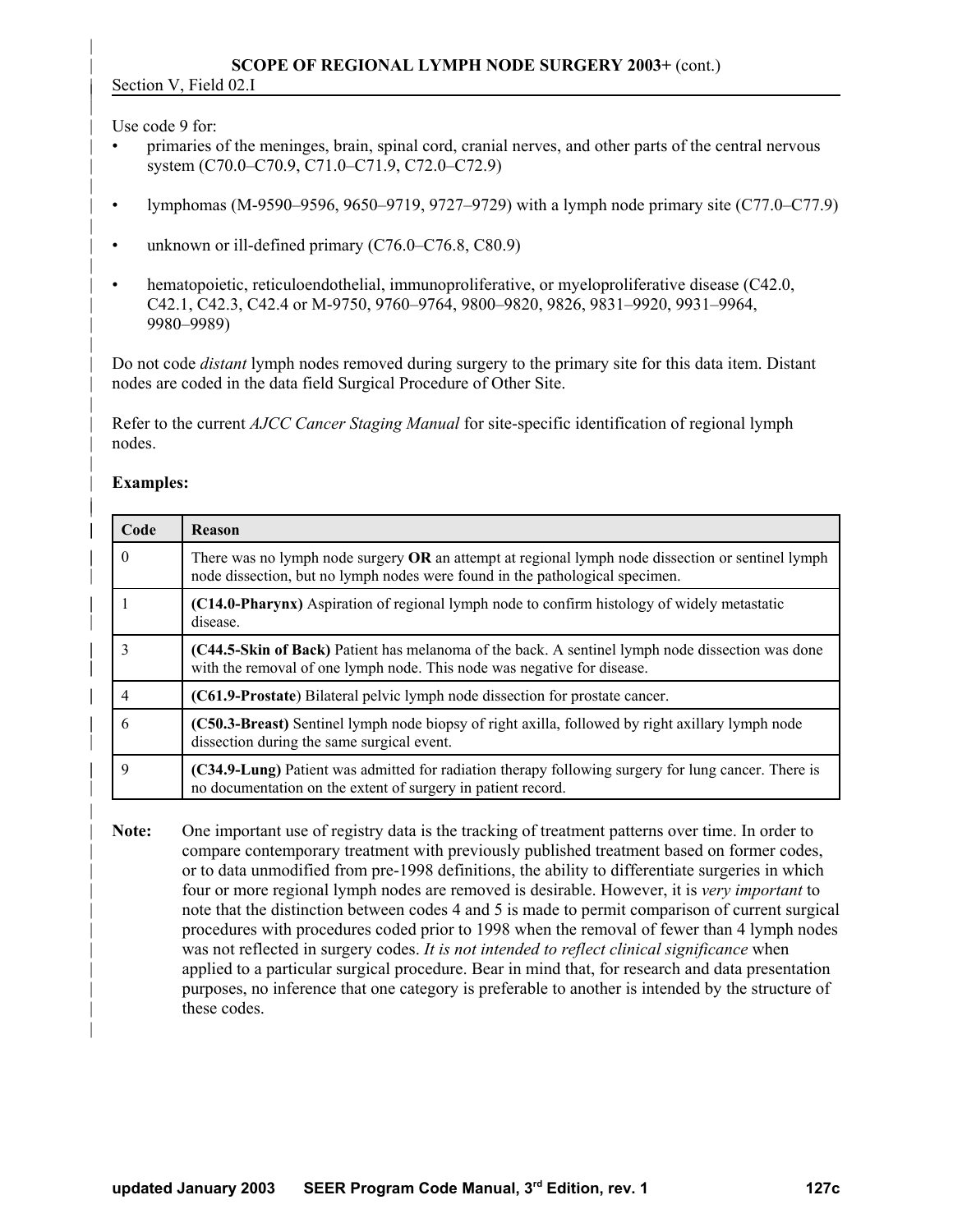## SCOPE OF REGIONAL LYMPH NODE SURGERY 2003+ (cont.)

Section V, Field 02.I

Use code 9 for:

- primaries of the meninges, brain, spinal cord, cranial nerves, and other parts of the central nervous system (C70.0–C70.9, C71.0–C71.9, C72.0–C72.9)
- lymphomas (M-9590–9596, 9650–9719, 9727–9729) with a lymph node primary site (C77.0–C77.9)
- unknown or ill-defined primary (C76.0–C76.8, C80.9)
- hematopoietic, reticuloendothelial, immunoproliferative, or myeloproliferative disease (C42.0, C42.1, C42.3, C42.4 or M-9750, 9760–9764, 9800–9820, 9826, 9831–9920, 9931–9964, 9980–9989)

Do not code *distant* lymph nodes removed during surgery to the primary site for this data item. Distant nodes are coded in the data field Surgical Procedure of Other Site.

Refer to the current *AJCC Cancer Staging Manual* for site-specific identification of regional lymph nodes.

**Examples:**

| Code | Reason |
|---|---|
| 0 | There was no lymph node surgery **OR** an attempt at regional lymph node dissection or sentinel lymph node dissection, but no lymph nodes were found in the pathological specimen. |
| 1 | **(C14.0-Pharynx)** Aspiration of regional lymph node to confirm histology of widely metastatic disease. |
| 3 | **(C44.5-Skin of Back)** Patient has melanoma of the back. A sentinel lymph node dissection was done with the removal of one lymph node. This node was negative for disease. |
| 4 | **(C61.9-Prostate)** Bilateral pelvic lymph node dissection for prostate cancer. |
| 6 | **(C50.3-Breast)** Sentinel lymph node biopsy of right axilla, followed by right axillary lymph node dissection during the same surgical event. |
| 9 | **(C34.9-Lung)** Patient was admitted for radiation therapy following surgery for lung cancer. There is no documentation on the extent of surgery in patient record. |

**Note:** One important use of registry data is the tracking of treatment patterns over time. In order to compare contemporary treatment with previously published treatment based on former codes, or to data unmodified from pre-1998 definitions, the ability to differentiate surgeries in which four or more regional lymph nodes are removed is desirable. However, it is *very important* to note that the distinction between codes 4 and 5 is made to permit comparison of current surgical procedures with procedures coded prior to 1998 when the removal of fewer than 4 lymph nodes was not reflected in surgery codes. *It is not intended to reflect clinical significance* when applied to a particular surgical procedure. Bear in mind that, for research and data presentation purposes, no inference that one category is preferable to another is intended by the structure of these codes.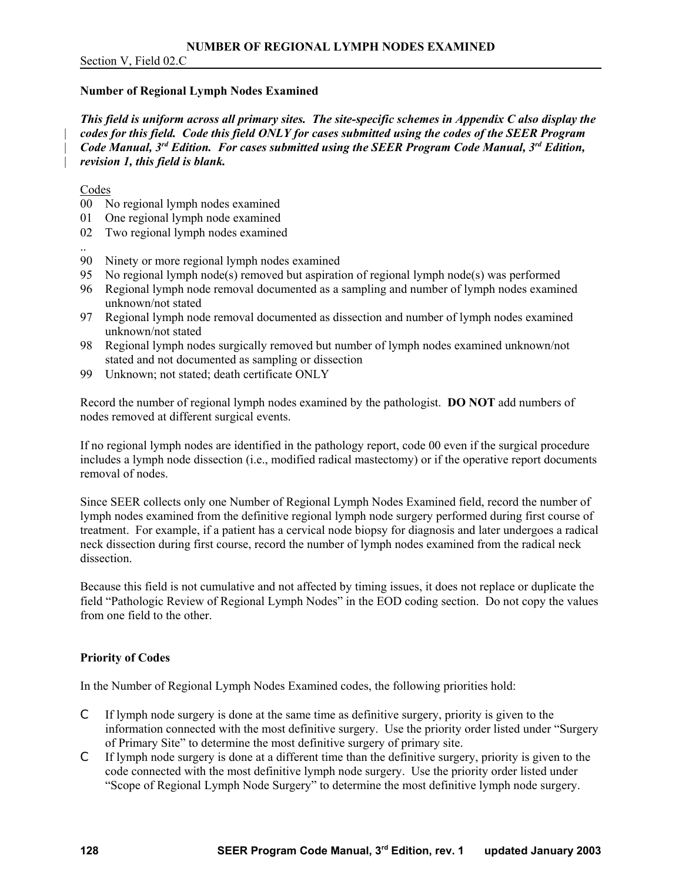# NUMBER OF REGIONAL LYMPH NODES EXAMINED

Section V, Field 02.C

## Number of Regional Lymph Nodes Examined

***This field is uniform across all primary sites. The site-specific schemes in Appendix C also display the codes for this field. Code this field ONLY for cases submitted using the codes of the SEER Program Code Manual, 3rd Edition. For cases submitted using the SEER Program Code Manual, 3rd Edition, revision 1, this field is blank.***

Codes

- 00 No regional lymph nodes examined
- 01 One regional lymph node examined
- 02 Two regional lymph nodes examined
- ..
- 90 Ninety or more regional lymph nodes examined
- 95 No regional lymph node(s) removed but aspiration of regional lymph node(s) was performed
- 96 Regional lymph node removal documented as a sampling and number of lymph nodes examined unknown/not stated
- 97 Regional lymph node removal documented as dissection and number of lymph nodes examined unknown/not stated
- 98 Regional lymph nodes surgically removed but number of lymph nodes examined unknown/not stated and not documented as sampling or dissection
- 99 Unknown; not stated; death certificate ONLY

Record the number of regional lymph nodes examined by the pathologist. **DO NOT** add numbers of nodes removed at different surgical events.

If no regional lymph nodes are identified in the pathology report, code 00 even if the surgical procedure includes a lymph node dissection (i.e., modified radical mastectomy) or if the operative report documents removal of nodes.

Since SEER collects only one Number of Regional Lymph Nodes Examined field, record the number of lymph nodes examined from the definitive regional lymph node surgery performed during first course of treatment. For example, if a patient has a cervical node biopsy for diagnosis and later undergoes a radical neck dissection during first course, record the number of lymph nodes examined from the radical neck dissection.

Because this field is not cumulative and not affected by timing issues, it does not replace or duplicate the field "Pathologic Review of Regional Lymph Nodes" in the EOD coding section. Do not copy the values from one field to the other.

### Priority of Codes

In the Number of Regional Lymph Nodes Examined codes, the following priorities hold:

- If lymph node surgery is done at the same time as definitive surgery, priority is given to the information connected with the most definitive surgery. Use the priority order listed under "Surgery of Primary Site" to determine the most definitive surgery of primary site.
- If lymph node surgery is done at a different time than the definitive surgery, priority is given to the code connected with the most definitive lymph node surgery. Use the priority order listed under "Scope of Regional Lymph Node Surgery" to determine the most definitive lymph node surgery.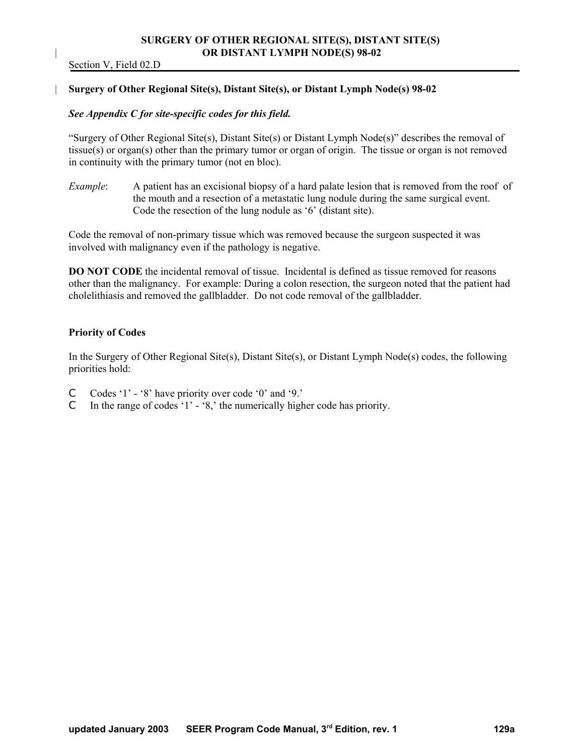# SURGERY OF OTHER REGIONAL SITE(S), DISTANT SITE(S) OR DISTANT LYMPH NODE(S) 98-02

Section V, Field 02.D

## Surgery of Other Regional Site(s), Distant Site(s), or Distant Lymph Node(s) 98-02

***See Appendix C for site-specific codes for this field.***

"Surgery of Other Regional Site(s), Distant Site(s) or Distant Lymph Node(s)" describes the removal of tissue(s) or organ(s) other than the primary tumor or organ of origin. The tissue or organ is not removed in continuity with the primary tumor (not en bloc).

*Example*: A patient has an excisional biopsy of a hard palate lesion that is removed from the roof of the mouth and a resection of a metastatic lung nodule during the same surgical event. Code the resection of the lung nodule as '6' (distant site).

Code the removal of non-primary tissue which was removed because the surgeon suspected it was involved with malignancy even if the pathology is negative.

**DO NOT CODE** the incidental removal of tissue. Incidental is defined as tissue removed for reasons other than the malignancy. For example: During a colon resection, the surgeon noted that the patient had cholelithiasis and removed the gallbladder. Do not code removal of the gallbladder.

### Priority of Codes

In the Surgery of Other Regional Site(s), Distant Site(s), or Distant Lymph Node(s) codes, the following priorities hold:

- Codes '1' - '8' have priority over code '0' and '9.'
- In the range of codes '1' - '8,' the numerically higher code has priority.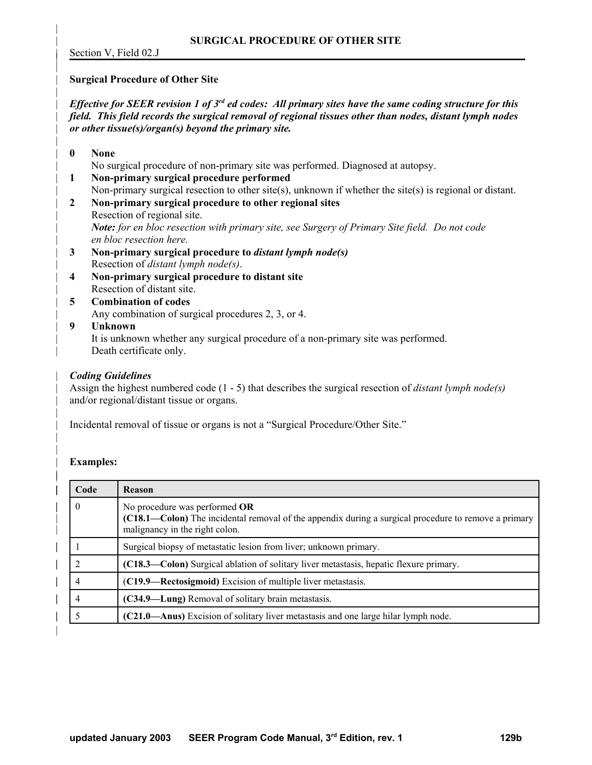# SURGICAL PROCEDURE OF OTHER SITE

Section V, Field 02.J

## Surgical Procedure of Other Site

***Effective for SEER revision 1 of 3rd ed codes: All primary sites have the same coding structure for this field. This field records the surgical removal of regional tissues other than nodes, distant lymph nodes or other tissue(s)/organ(s) beyond the primary site.***

**0 None**
No surgical procedure of non-primary site was performed. Diagnosed at autopsy.

**1 Non-primary surgical procedure performed**
Non-primary surgical resection to other site(s), unknown if whether the site(s) is regional or distant.

**2 Non-primary surgical procedure to other regional sites**
Resection of regional site.
***Note:*** *for en bloc resection with primary site, see Surgery of Primary Site field. Do not code en bloc resection here.*

**3 Non-primary surgical procedure to *distant lymph node(s)***
Resection of *distant lymph node(s)*.

**4 Non-primary surgical procedure to distant site**
Resection of distant site.

**5 Combination of codes**
Any combination of surgical procedures 2, 3, or 4.

**9 Unknown**
It is unknown whether any surgical procedure of a non-primary site was performed.
Death certificate only.

***Coding Guidelines***

Assign the highest numbered code (1 - 5) that describes the surgical resection of *distant lymph node(s)* and/or regional/distant tissue or organs.

Incidental removal of tissue or organs is not a "Surgical Procedure/Other Site."

**Examples:**

| Code | Reason |
|---|---|
| 0 | No procedure was performed **OR** **(C18.1—Colon)** The incidental removal of the appendix during a surgical procedure to remove a primary malignancy in the right colon. |
| 1 | Surgical biopsy of metastatic lesion from liver; unknown primary. |
| 2 | **(C18.3—Colon)** Surgical ablation of solitary liver metastasis, hepatic flexure primary. |
| 4 | (**C19.9—Rectosigmoid)** Excision of multiple liver metastasis. |
| 4 | **(C34.9—Lung)** Removal of solitary brain metastasis. |
| 5 | **(C21.0—Anus)** Excision of solitary liver metastasis and one large hilar lymph node. |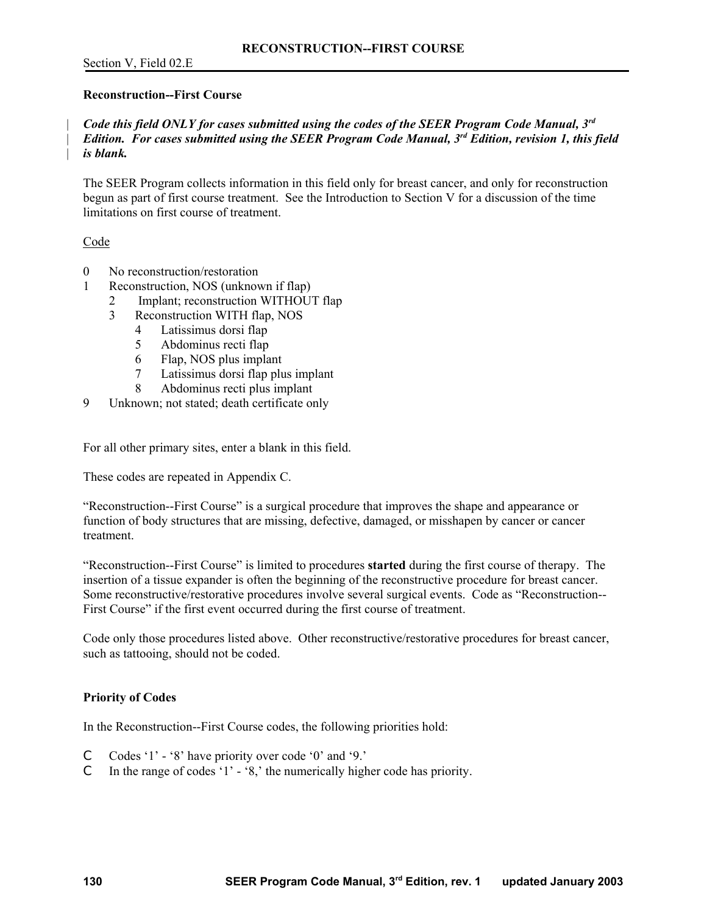# RECONSTRUCTION--FIRST COURSE

Section V, Field 02.E

**Reconstruction--First Course**

***Code this field ONLY for cases submitted using the codes of the SEER Program Code Manual, 3rd Edition. For cases submitted using the SEER Program Code Manual, 3rd Edition, revision 1, this field is blank.***

The SEER Program collects information in this field only for breast cancer, and only for reconstruction begun as part of first course treatment. See the Introduction to Section V for a discussion of the time limitations on first course of treatment.

Code

- 0 No reconstruction/restoration
- 1 Reconstruction, NOS (unknown if flap)
  - 2 Implant; reconstruction WITHOUT flap
  - 3 Reconstruction WITH flap, NOS
    - 4 Latissimus dorsi flap
    - 5 Abdominus recti flap
    - 6 Flap, NOS plus implant
    - 7 Latissimus dorsi flap plus implant
    - 8 Abdominus recti plus implant
- 9 Unknown; not stated; death certificate only

For all other primary sites, enter a blank in this field.

These codes are repeated in Appendix C.

"Reconstruction--First Course" is a surgical procedure that improves the shape and appearance or function of body structures that are missing, defective, damaged, or misshapen by cancer or cancer treatment.

"Reconstruction--First Course" is limited to procedures **started** during the first course of therapy. The insertion of a tissue expander is often the beginning of the reconstructive procedure for breast cancer. Some reconstructive/restorative procedures involve several surgical events. Code as "Reconstruction--First Course" if the first event occurred during the first course of treatment.

Code only those procedures listed above. Other reconstructive/restorative procedures for breast cancer, such as tattooing, should not be coded.

**Priority of Codes**

In the Reconstruction--First Course codes, the following priorities hold:

- Codes '1' - '8' have priority over code '0' and '9.'
- In the range of codes '1' - '8,' the numerically higher code has priority.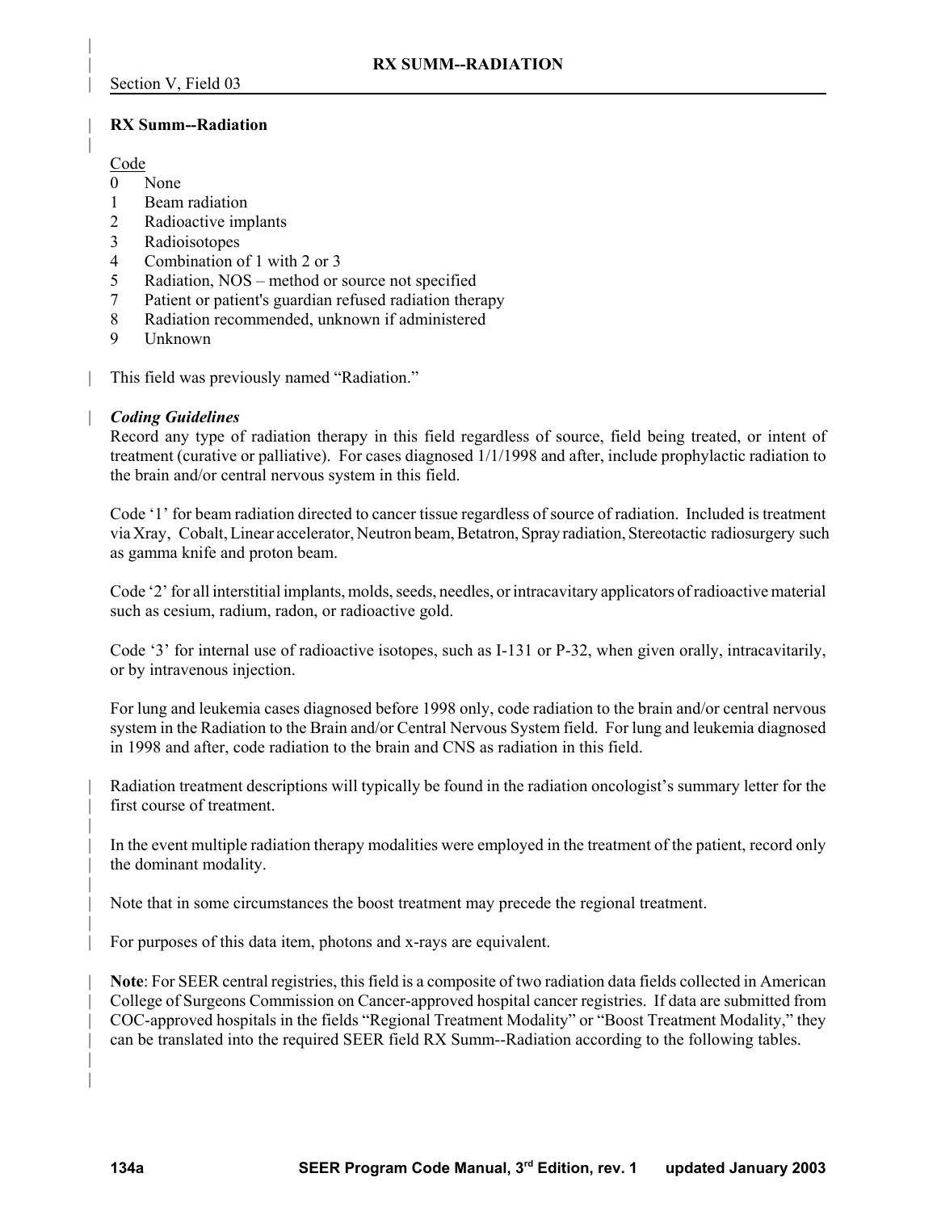## RX Summ--Radiation

Code

- 0 None
- 1 Beam radiation
- 2 Radioactive implants
- 3 Radioisotopes
- 4 Combination of 1 with 2 or 3
- 5 Radiation, NOS – method or source not specified
- 7 Patient or patient's guardian refused radiation therapy
- 8 Radiation recommended, unknown if administered
- 9 Unknown

This field was previously named "Radiation."

### *Coding Guidelines*

Record any type of radiation therapy in this field regardless of source, field being treated, or intent of treatment (curative or palliative). For cases diagnosed 1/1/1998 and after, include prophylactic radiation to the brain and/or central nervous system in this field.

Code '1' for beam radiation directed to cancer tissue regardless of source of radiation. Included is treatment via Xray, Cobalt, Linear accelerator, Neutron beam, Betatron, Spray radiation, Stereotactic radiosurgery such as gamma knife and proton beam.

Code '2' for all interstitial implants, molds, seeds, needles, or intracavitary applicators of radioactive material such as cesium, radium, radon, or radioactive gold.

Code '3' for internal use of radioactive isotopes, such as I-131 or P-32, when given orally, intracavitarily, or by intravenous injection.

For lung and leukemia cases diagnosed before 1998 only, code radiation to the brain and/or central nervous system in the Radiation to the Brain and/or Central Nervous System field. For lung and leukemia diagnosed in 1998 and after, code radiation to the brain and CNS as radiation in this field.

Radiation treatment descriptions will typically be found in the radiation oncologist's summary letter for the first course of treatment.

In the event multiple radiation therapy modalities were employed in the treatment of the patient, record only the dominant modality.

Note that in some circumstances the boost treatment may precede the regional treatment.

For purposes of this data item, photons and x-rays are equivalent.

**Note**: For SEER central registries, this field is a composite of two radiation data fields collected in American College of Surgeons Commission on Cancer-approved hospital cancer registries. If data are submitted from COC-approved hospitals in the fields "Regional Treatment Modality" or "Boost Treatment Modality," they can be translated into the required SEER field RX Summ--Radiation according to the following tables.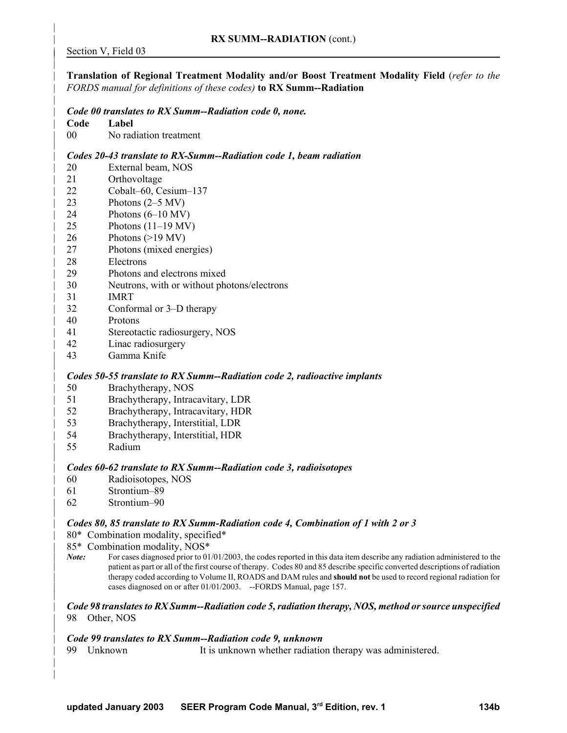## RX SUMM--RADIATION (cont.)

Section V, Field 03

**Translation of Regional Treatment Modality and/or Boost Treatment Modality Field** (*refer to the FORDS manual for definitions of these codes)* **to RX Summ--Radiation**

***Code 00 translates to RX Summ--Radiation code 0, none.***

| Code | Label |
|---|---|
| 00 | No radiation treatment |

***Codes 20-43 translate to RX-Summ--Radiation code 1, beam radiation***

| Code | Label |
|---|---|
| 20 | External beam, NOS |
| 21 | Orthovoltage |
| 22 | Cobalt–60, Cesium–137 |
| 23 | Photons (2–5 MV) |
| 24 | Photons (6–10 MV) |
| 25 | Photons (11–19 MV) |
| 26 | Photons (>19 MV) |
| 27 | Photons (mixed energies) |
| 28 | Electrons |
| 29 | Photons and electrons mixed |
| 30 | Neutrons, with or without photons/electrons |
| 31 | IMRT |
| 32 | Conformal or 3–D therapy |
| 40 | Protons |
| 41 | Stereotactic radiosurgery, NOS |
| 42 | Linac radiosurgery |
| 43 | Gamma Knife |

***Codes 50-55 translate to RX Summ--Radiation code 2, radioactive implants***

| Code | Label |
|---|---|
| 50 | Brachytherapy, NOS |
| 51 | Brachytherapy, Intracavitary, LDR |
| 52 | Brachytherapy, Intracavitary, HDR |
| 53 | Brachytherapy, Interstitial, LDR |
| 54 | Brachytherapy, Interstitial, HDR |
| 55 | Radium |

***Codes 60-62 translate to RX Summ--Radiation code 3, radioisotopes***

| Code | Label |
|---|---|
| 60 | Radioisotopes, NOS |
| 61 | Strontium–89 |
| 62 | Strontium–90 |

***Codes 80, 85 translate to RX Summ-Radiation code 4, Combination of 1 with 2 or 3***

80* Combination modality, specified*

85* Combination modality, NOS*

***Note:*** For cases diagnosed prior to 01/01/2003, the codes reported in this data item describe any radiation administered to the patient as part or all of the first course of therapy. Codes 80 and 85 describe specific converted descriptions of radiation therapy coded according to Volume II, ROADS and DAM rules and **should not** be used to record regional radiation for cases diagnosed on or after 01/01/2003. --FORDS Manual, page 157.

***Code 98 translates to RX Summ--Radiation code 5, radiation therapy, NOS, method or source unspecified***

98 Other, NOS

***Code 99 translates to RX Summ--Radiation code 9, unknown***

99 Unknown — It is unknown whether radiation therapy was administered.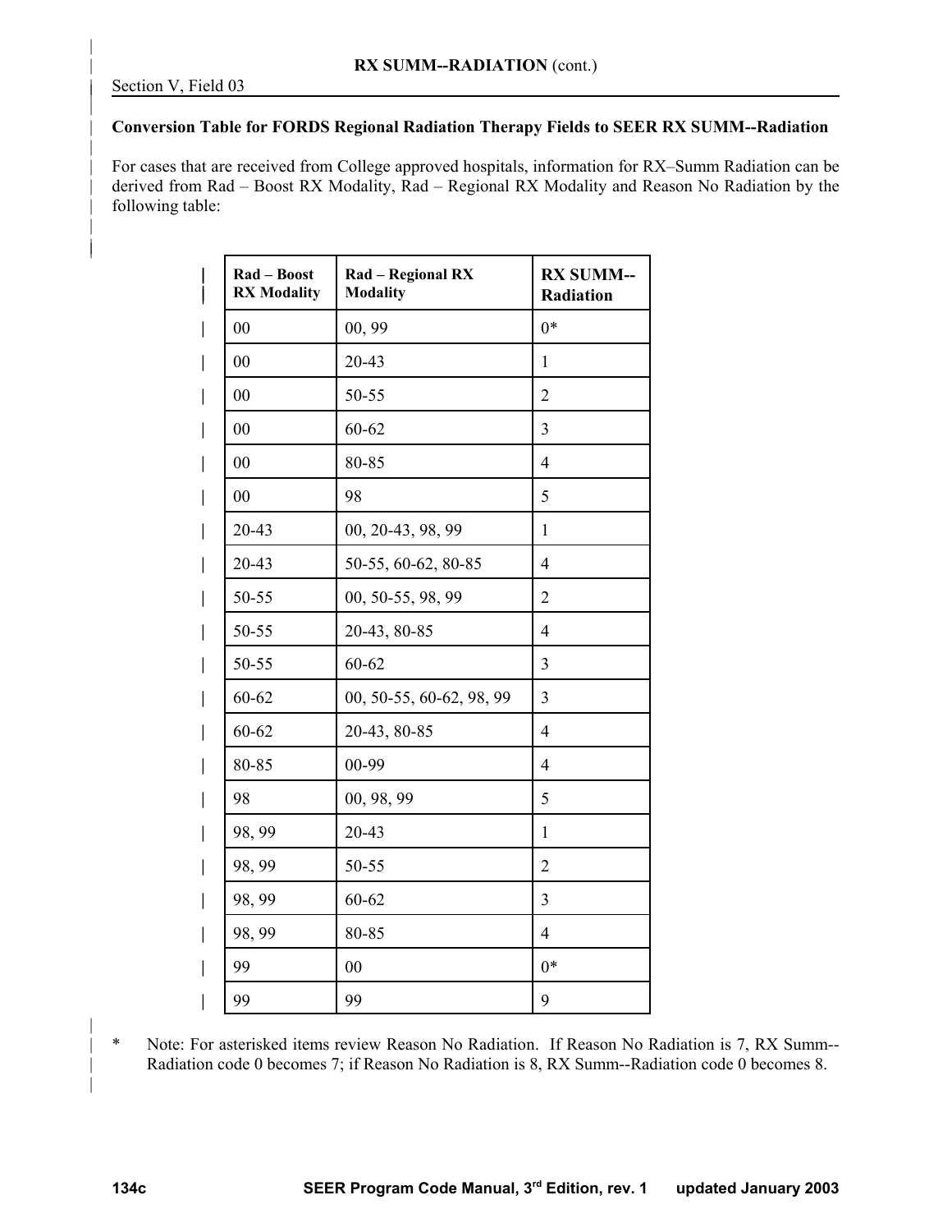**RX SUMM--RADIATION** (cont.)

Section V, Field 03

**Conversion Table for FORDS Regional Radiation Therapy Fields to SEER RX SUMM--Radiation**

For cases that are received from College approved hospitals, information for RX–Summ Radiation can be derived from Rad – Boost RX Modality, Rad – Regional RX Modality and Reason No Radiation by the following table:

| Rad – Boost RX Modality | Rad – Regional RX Modality | RX SUMM--Radiation |
|---|---|---|
| 00 | 00, 99 | 0* |
| 00 | 20-43 | 1 |
| 00 | 50-55 | 2 |
| 00 | 60-62 | 3 |
| 00 | 80-85 | 4 |
| 00 | 98 | 5 |
| 20-43 | 00, 20-43, 98, 99 | 1 |
| 20-43 | 50-55, 60-62, 80-85 | 4 |
| 50-55 | 00, 50-55, 98, 99 | 2 |
| 50-55 | 20-43, 80-85 | 4 |
| 50-55 | 60-62 | 3 |
| 60-62 | 00, 50-55, 60-62, 98, 99 | 3 |
| 60-62 | 20-43, 80-85 | 4 |
| 80-85 | 00-99 | 4 |
| 98 | 00, 98, 99 | 5 |
| 98, 99 | 20-43 | 1 |
| 98, 99 | 50-55 | 2 |
| 98, 99 | 60-62 | 3 |
| 98, 99 | 80-85 | 4 |
| 99 | 00 | 0* |
| 99 | 99 | 9 |

\* Note: For asterisked items review Reason No Radiation. If Reason No Radiation is 7, RX Summ--Radiation code 0 becomes 7; if Reason No Radiation is 8, RX Summ--Radiation code 0 becomes 8.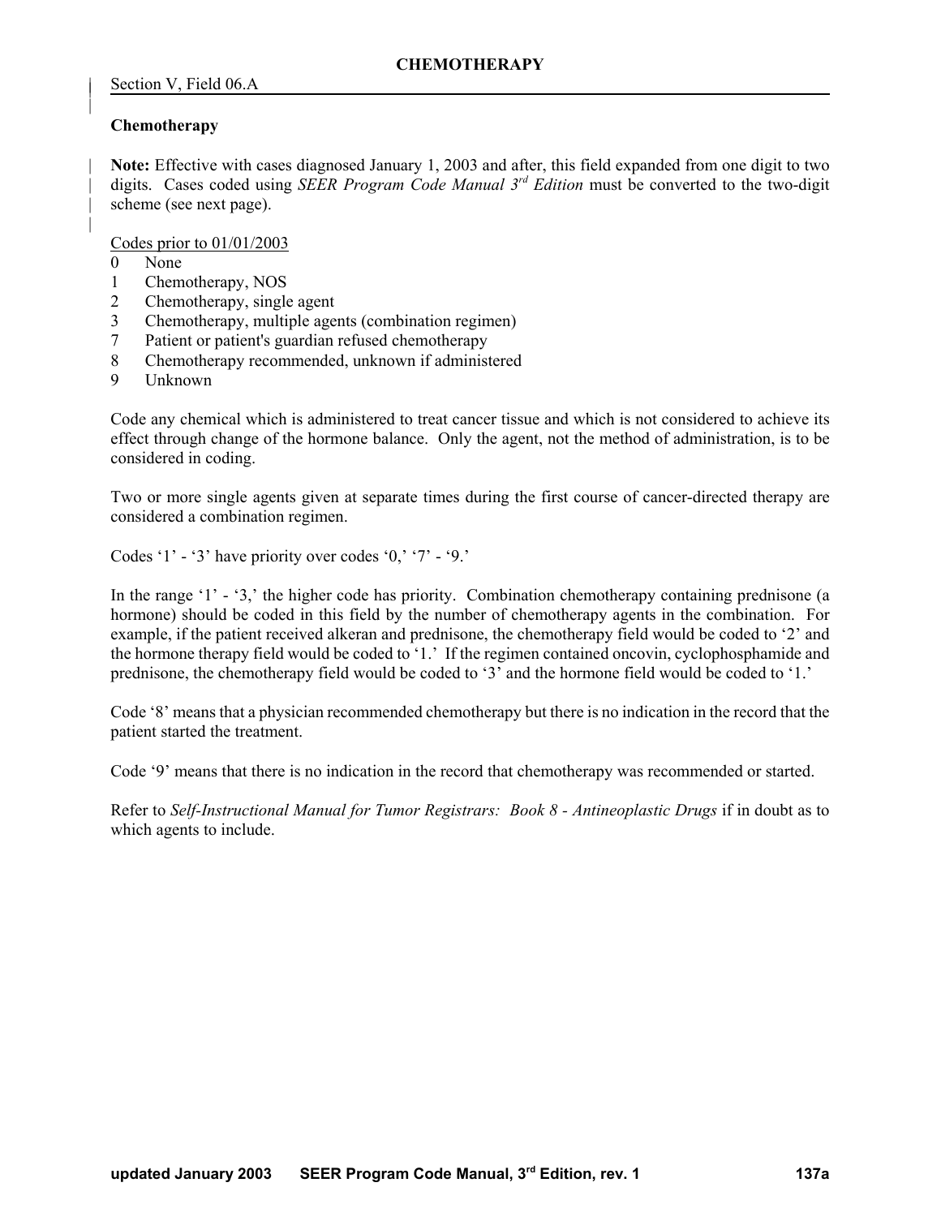# CHEMOTHERAPY

Section V, Field 06.A

## Chemotherapy

**Note:** Effective with cases diagnosed January 1, 2003 and after, this field expanded from one digit to two digits. Cases coded using *SEER Program Code Manual 3rd Edition* must be converted to the two-digit scheme (see next page).

Codes prior to 01/01/2003

- 0 None
- 1 Chemotherapy, NOS
- 2 Chemotherapy, single agent
- 3 Chemotherapy, multiple agents (combination regimen)
- 7 Patient or patient's guardian refused chemotherapy
- 8 Chemotherapy recommended, unknown if administered
- 9 Unknown

Code any chemical which is administered to treat cancer tissue and which is not considered to achieve its effect through change of the hormone balance. Only the agent, not the method of administration, is to be considered in coding.

Two or more single agents given at separate times during the first course of cancer-directed therapy are considered a combination regimen.

Codes '1' - '3' have priority over codes '0,' '7' - '9.'

In the range '1' - '3,' the higher code has priority. Combination chemotherapy containing prednisone (a hormone) should be coded in this field by the number of chemotherapy agents in the combination. For example, if the patient received alkeran and prednisone, the chemotherapy field would be coded to '2' and the hormone therapy field would be coded to '1.' If the regimen contained oncovin, cyclophosphamide and prednisone, the chemotherapy field would be coded to '3' and the hormone field would be coded to '1.'

Code '8' means that a physician recommended chemotherapy but there is no indication in the record that the patient started the treatment.

Code '9' means that there is no indication in the record that chemotherapy was recommended or started.

Refer to *Self-Instructional Manual for Tumor Registrars: Book 8 - Antineoplastic Drugs* if in doubt as to which agents to include.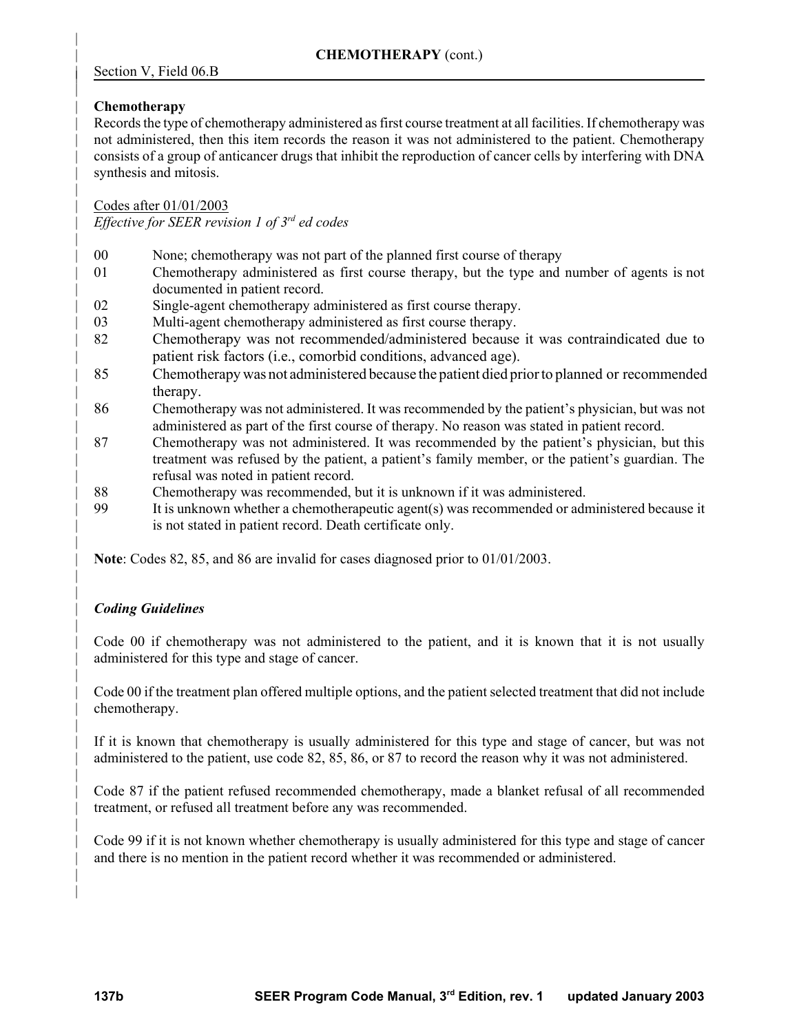## CHEMOTHERAPY (cont.)

Section V, Field 06.B

**Chemotherapy**

Records the type of chemotherapy administered as first course treatment at all facilities. If chemotherapy was not administered, then this item records the reason it was not administered to the patient. Chemotherapy consists of a group of anticancer drugs that inhibit the reproduction of cancer cells by interfering with DNA synthesis and mitosis.

Codes after 01/01/2003

*Effective for SEER revision 1 of 3rd ed codes*

| Code | Description |
|---|---|
| 00 | None; chemotherapy was not part of the planned first course of therapy |
| 01 | Chemotherapy administered as first course therapy, but the type and number of agents is not documented in patient record. |
| 02 | Single-agent chemotherapy administered as first course therapy. |
| 03 | Multi-agent chemotherapy administered as first course therapy. |
| 82 | Chemotherapy was not recommended/administered because it was contraindicated due to patient risk factors (i.e., comorbid conditions, advanced age). |
| 85 | Chemotherapy was not administered because the patient died prior to planned or recommended therapy. |
| 86 | Chemotherapy was not administered. It was recommended by the patient's physician, but was not administered as part of the first course of therapy. No reason was stated in patient record. |
| 87 | Chemotherapy was not administered. It was recommended by the patient's physician, but this treatment was refused by the patient, a patient's family member, or the patient's guardian. The refusal was noted in patient record. |
| 88 | Chemotherapy was recommended, but it is unknown if it was administered. |
| 99 | It is unknown whether a chemotherapeutic agent(s) was recommended or administered because it is not stated in patient record. Death certificate only. |

**Note**: Codes 82, 85, and 86 are invalid for cases diagnosed prior to 01/01/2003.

***Coding Guidelines***

Code 00 if chemotherapy was not administered to the patient, and it is known that it is not usually administered for this type and stage of cancer.

Code 00 if the treatment plan offered multiple options, and the patient selected treatment that did not include chemotherapy.

If it is known that chemotherapy is usually administered for this type and stage of cancer, but was not administered to the patient, use code 82, 85, 86, or 87 to record the reason why it was not administered.

Code 87 if the patient refused recommended chemotherapy, made a blanket refusal of all recommended treatment, or refused all treatment before any was recommended.

Code 99 if it is not known whether chemotherapy is usually administered for this type and stage of cancer and there is no mention in the patient record whether it was recommended or administered.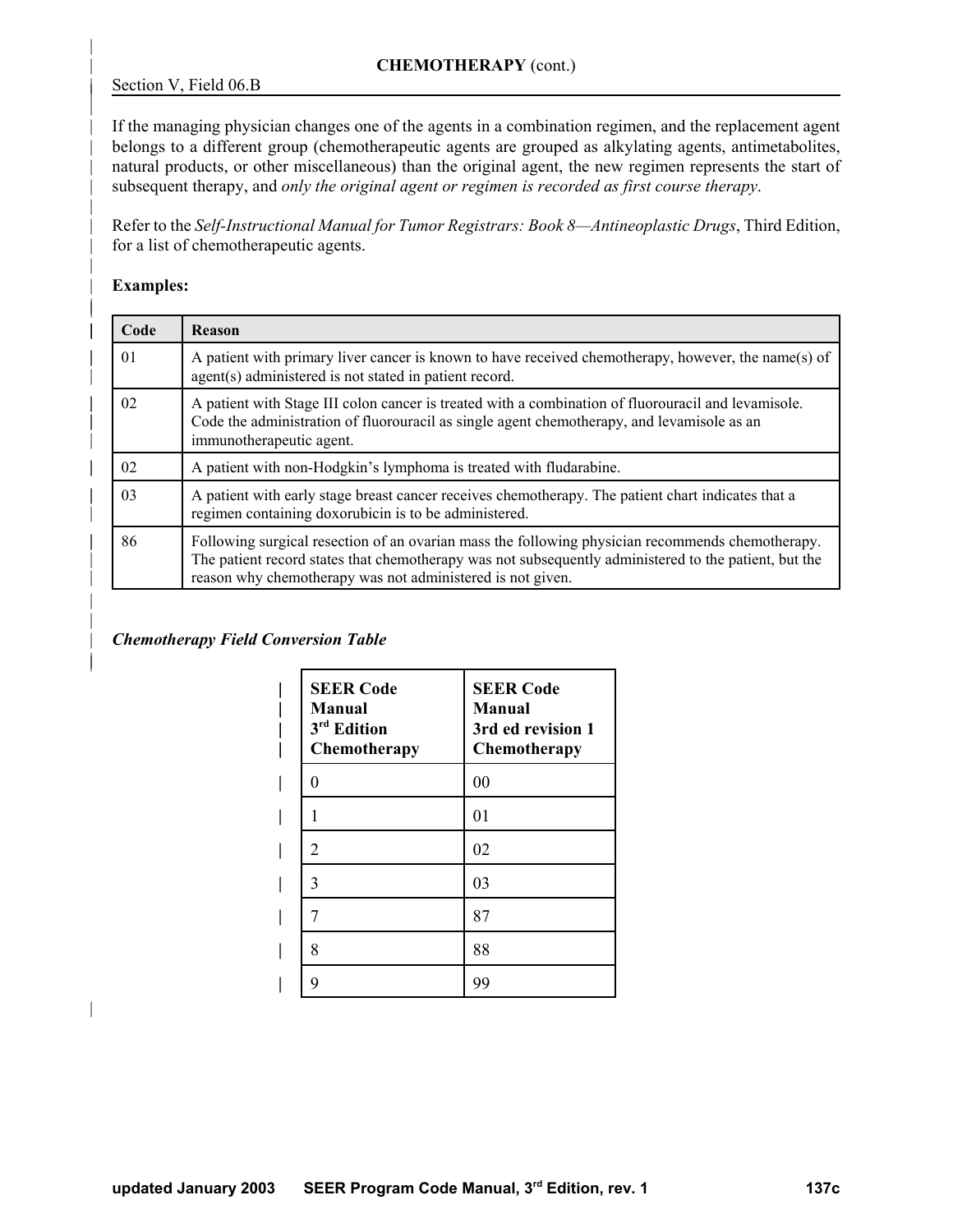## CHEMOTHERAPY (cont.)

Section V, Field 06.B

If the managing physician changes one of the agents in a combination regimen, and the replacement agent belongs to a different group (chemotherapeutic agents are grouped as alkylating agents, antimetabolites, natural products, or other miscellaneous) than the original agent, the new regimen represents the start of subsequent therapy, and *only the original agent or regimen is recorded as first course therapy*.

Refer to the *Self-Instructional Manual for Tumor Registrars: Book 8—Antineoplastic Drugs*, Third Edition, for a list of chemotherapeutic agents.

**Examples:**

| Code | Reason |
|---|---|
| 01 | A patient with primary liver cancer is known to have received chemotherapy, however, the name(s) of agent(s) administered is not stated in patient record. |
| 02 | A patient with Stage III colon cancer is treated with a combination of fluorouracil and levamisole. Code the administration of fluorouracil as single agent chemotherapy, and levamisole as an immunotherapeutic agent. |
| 02 | A patient with non-Hodgkin's lymphoma is treated with fludarabine. |
| 03 | A patient with early stage breast cancer receives chemotherapy. The patient chart indicates that a regimen containing doxorubicin is to be administered. |
| 86 | Following surgical resection of an ovarian mass the following physician recommends chemotherapy. The patient record states that chemotherapy was not subsequently administered to the patient, but the reason why chemotherapy was not administered is not given. |

***Chemotherapy Field Conversion Table***

| SEER Code Manual 3rd Edition Chemotherapy | SEER Code Manual 3rd ed revision 1 Chemotherapy |
|---|---|
| 0 | 00 |
| 1 | 01 |
| 2 | 02 |
| 3 | 03 |
| 7 | 87 |
| 8 | 88 |
| 9 | 99 |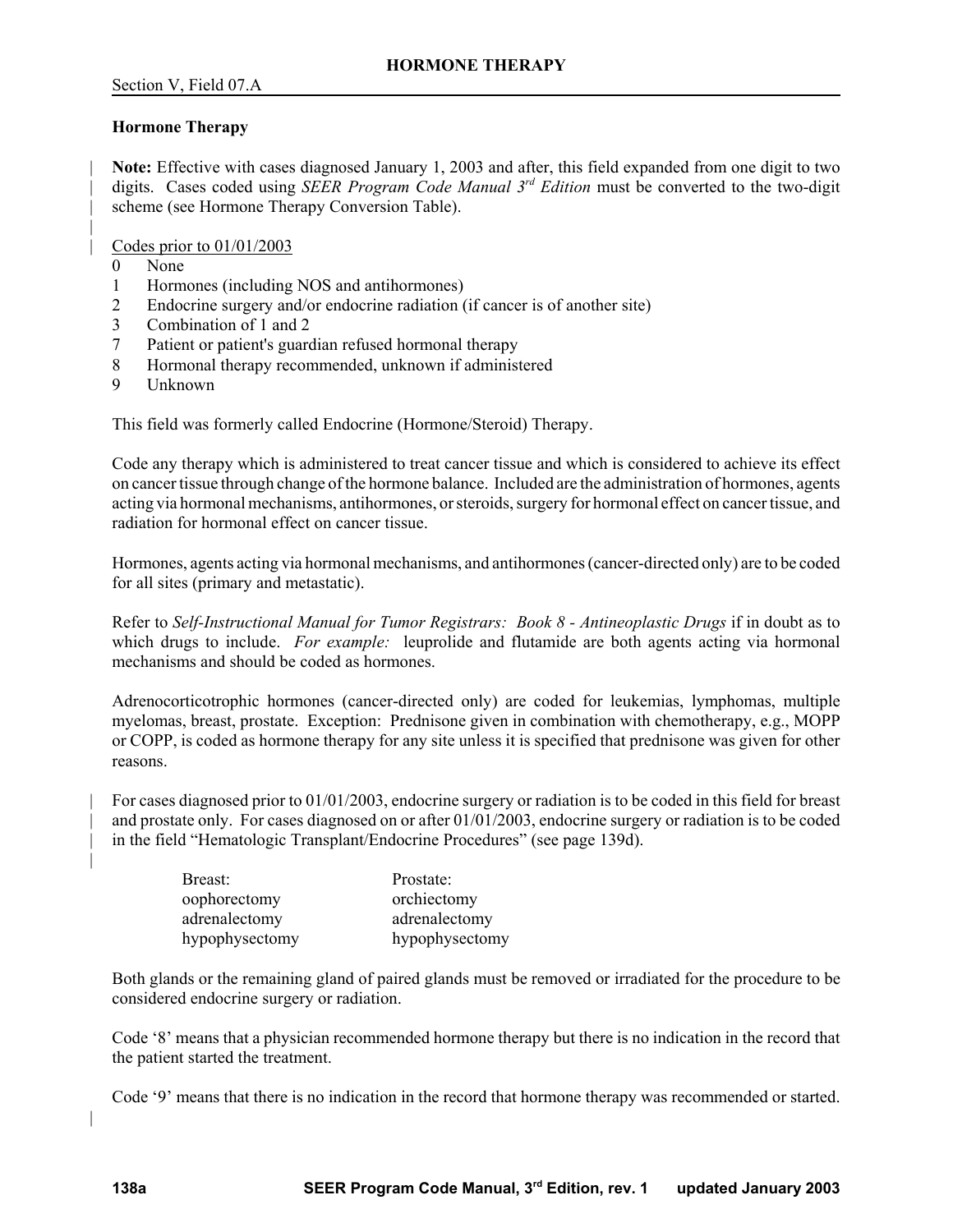# HORMONE THERAPY

Section V, Field 07.A

**Hormone Therapy**

**Note:** Effective with cases diagnosed January 1, 2003 and after, this field expanded from one digit to two digits. Cases coded using *SEER Program Code Manual 3rd Edition* must be converted to the two-digit scheme (see Hormone Therapy Conversion Table).

Codes prior to 01/01/2003

- 0 None
- 1 Hormones (including NOS and antihormones)
- 2 Endocrine surgery and/or endocrine radiation (if cancer is of another site)
- 3 Combination of 1 and 2
- 7 Patient or patient's guardian refused hormonal therapy
- 8 Hormonal therapy recommended, unknown if administered
- 9 Unknown

This field was formerly called Endocrine (Hormone/Steroid) Therapy.

Code any therapy which is administered to treat cancer tissue and which is considered to achieve its effect on cancer tissue through change of the hormone balance. Included are the administration of hormones, agents acting via hormonal mechanisms, antihormones, or steroids, surgery for hormonal effect on cancer tissue, and radiation for hormonal effect on cancer tissue.

Hormones, agents acting via hormonal mechanisms, and antihormones (cancer-directed only) are to be coded for all sites (primary and metastatic).

Refer to *Self-Instructional Manual for Tumor Registrars: Book 8 - Antineoplastic Drugs* if in doubt as to which drugs to include. *For example:* leuprolide and flutamide are both agents acting via hormonal mechanisms and should be coded as hormones.

Adrenocorticotrophic hormones (cancer-directed only) are coded for leukemias, lymphomas, multiple myelomas, breast, prostate. Exception: Prednisone given in combination with chemotherapy, e.g., MOPP or COPP, is coded as hormone therapy for any site unless it is specified that prednisone was given for other reasons.

For cases diagnosed prior to 01/01/2003, endocrine surgery or radiation is to be coded in this field for breast and prostate only. For cases diagnosed on or after 01/01/2003, endocrine surgery or radiation is to be coded in the field "Hematologic Transplant/Endocrine Procedures" (see page 139d).

| Breast: | Prostate: |
|---|---|
| oophorectomy | orchiectomy |
| adrenalectomy | adrenalectomy |
| hypophysectomy | hypophysectomy |

Both glands or the remaining gland of paired glands must be removed or irradiated for the procedure to be considered endocrine surgery or radiation.

Code '8' means that a physician recommended hormone therapy but there is no indication in the record that the patient started the treatment.

Code '9' means that there is no indication in the record that hormone therapy was recommended or started.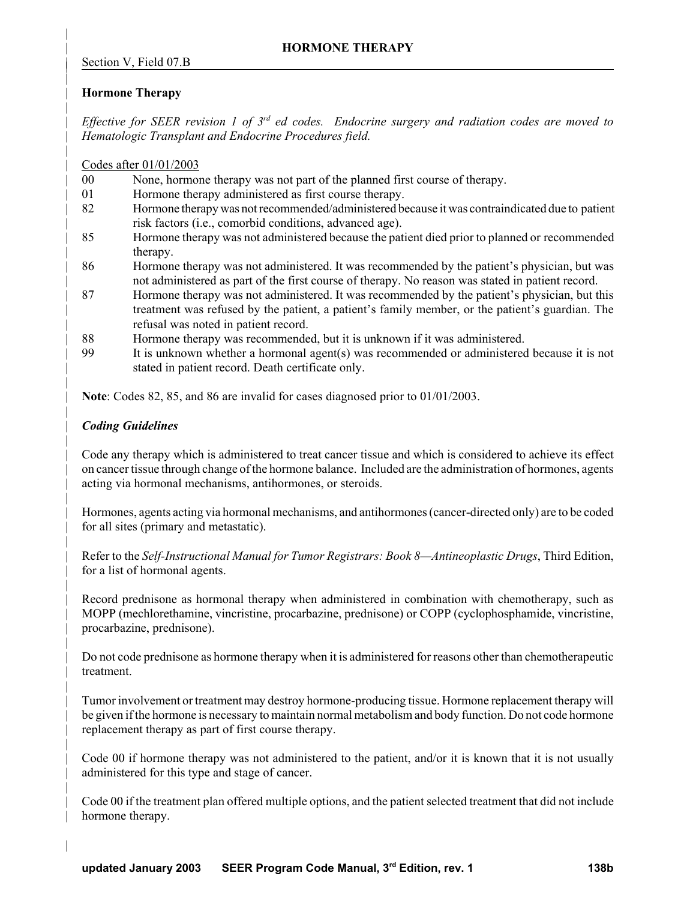## HORMONE THERAPY

Section V, Field 07.B

### Hormone Therapy

*Effective for SEER revision 1 of 3rd ed codes. Endocrine surgery and radiation codes are moved to Hematologic Transplant and Endocrine Procedures field.*

Codes after 01/01/2003

| | |
|---|---|
| 00 | None, hormone therapy was not part of the planned first course of therapy. |
| 01 | Hormone therapy administered as first course therapy. |
| 82 | Hormone therapy was not recommended/administered because it was contraindicated due to patient risk factors (i.e., comorbid conditions, advanced age). |
| 85 | Hormone therapy was not administered because the patient died prior to planned or recommended therapy. |
| 86 | Hormone therapy was not administered. It was recommended by the patient's physician, but was not administered as part of the first course of therapy. No reason was stated in patient record. |
| 87 | Hormone therapy was not administered. It was recommended by the patient's physician, but this treatment was refused by the patient, a patient's family member, or the patient's guardian. The refusal was noted in patient record. |
| 88 | Hormone therapy was recommended, but it is unknown if it was administered. |
| 99 | It is unknown whether a hormonal agent(s) was recommended or administered because it is not stated in patient record. Death certificate only. |

**Note**: Codes 82, 85, and 86 are invalid for cases diagnosed prior to 01/01/2003.

### *Coding Guidelines*

Code any therapy which is administered to treat cancer tissue and which is considered to achieve its effect on cancer tissue through change of the hormone balance. Included are the administration of hormones, agents acting via hormonal mechanisms, antihormones, or steroids.

Hormones, agents acting via hormonal mechanisms, and antihormones (cancer-directed only) are to be coded for all sites (primary and metastatic).

Refer to the *Self-Instructional Manual for Tumor Registrars: Book 8—Antineoplastic Drugs*, Third Edition, for a list of hormonal agents.

Record prednisone as hormonal therapy when administered in combination with chemotherapy, such as MOPP (mechlorethamine, vincristine, procarbazine, prednisone) or COPP (cyclophosphamide, vincristine, procarbazine, prednisone).

Do not code prednisone as hormone therapy when it is administered for reasons other than chemotherapeutic treatment.

Tumor involvement or treatment may destroy hormone-producing tissue. Hormone replacement therapy will be given if the hormone is necessary to maintain normal metabolism and body function. Do not code hormone replacement therapy as part of first course therapy.

Code 00 if hormone therapy was not administered to the patient, and/or it is known that it is not usually administered for this type and stage of cancer.

Code 00 if the treatment plan offered multiple options, and the patient selected treatment that did not include hormone therapy.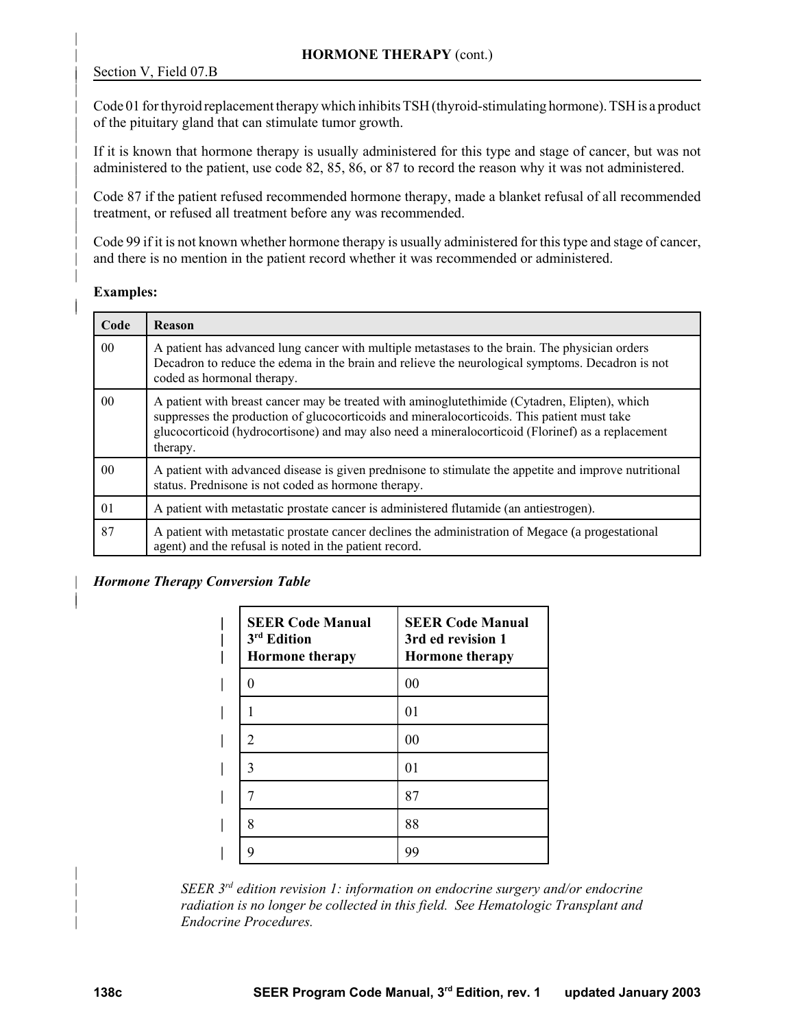## HORMONE THERAPY (cont.)

Section V, Field 07.B

Code 01 for thyroid replacement therapy which inhibits TSH (thyroid-stimulating hormone). TSH is a product of the pituitary gland that can stimulate tumor growth.

If it is known that hormone therapy is usually administered for this type and stage of cancer, but was not administered to the patient, use code 82, 85, 86, or 87 to record the reason why it was not administered.

Code 87 if the patient refused recommended hormone therapy, made a blanket refusal of all recommended treatment, or refused all treatment before any was recommended.

Code 99 if it is not known whether hormone therapy is usually administered for this type and stage of cancer, and there is no mention in the patient record whether it was recommended or administered.

**Examples:**

| Code | Reason |
|---|---|
| 00 | A patient has advanced lung cancer with multiple metastases to the brain. The physician orders Decadron to reduce the edema in the brain and relieve the neurological symptoms. Decadron is not coded as hormonal therapy. |
| 00 | A patient with breast cancer may be treated with aminoglutethimide (Cytadren, Elipten), which suppresses the production of glucocorticoids and mineralocorticoids. This patient must take glucocorticoid (hydrocortisone) and may also need a mineralocorticoid (Florinef) as a replacement therapy. |
| 00 | A patient with advanced disease is given prednisone to stimulate the appetite and improve nutritional status. Prednisone is not coded as hormone therapy. |
| 01 | A patient with metastatic prostate cancer is administered flutamide (an antiestrogen). |
| 87 | A patient with metastatic prostate cancer declines the administration of Megace (a progestational agent) and the refusal is noted in the patient record. |

***Hormone Therapy Conversion Table***

| SEER Code Manual 3rd Edition Hormone therapy | SEER Code Manual 3rd ed revision 1 Hormone therapy |
|---|---|
| 0 | 00 |
| 1 | 01 |
| 2 | 00 |
| 3 | 01 |
| 7 | 87 |
| 8 | 88 |
| 9 | 99 |

*SEER 3rd edition revision 1: information on endocrine surgery and/or endocrine radiation is no longer be collected in this field. See Hematologic Transplant and Endocrine Procedures.*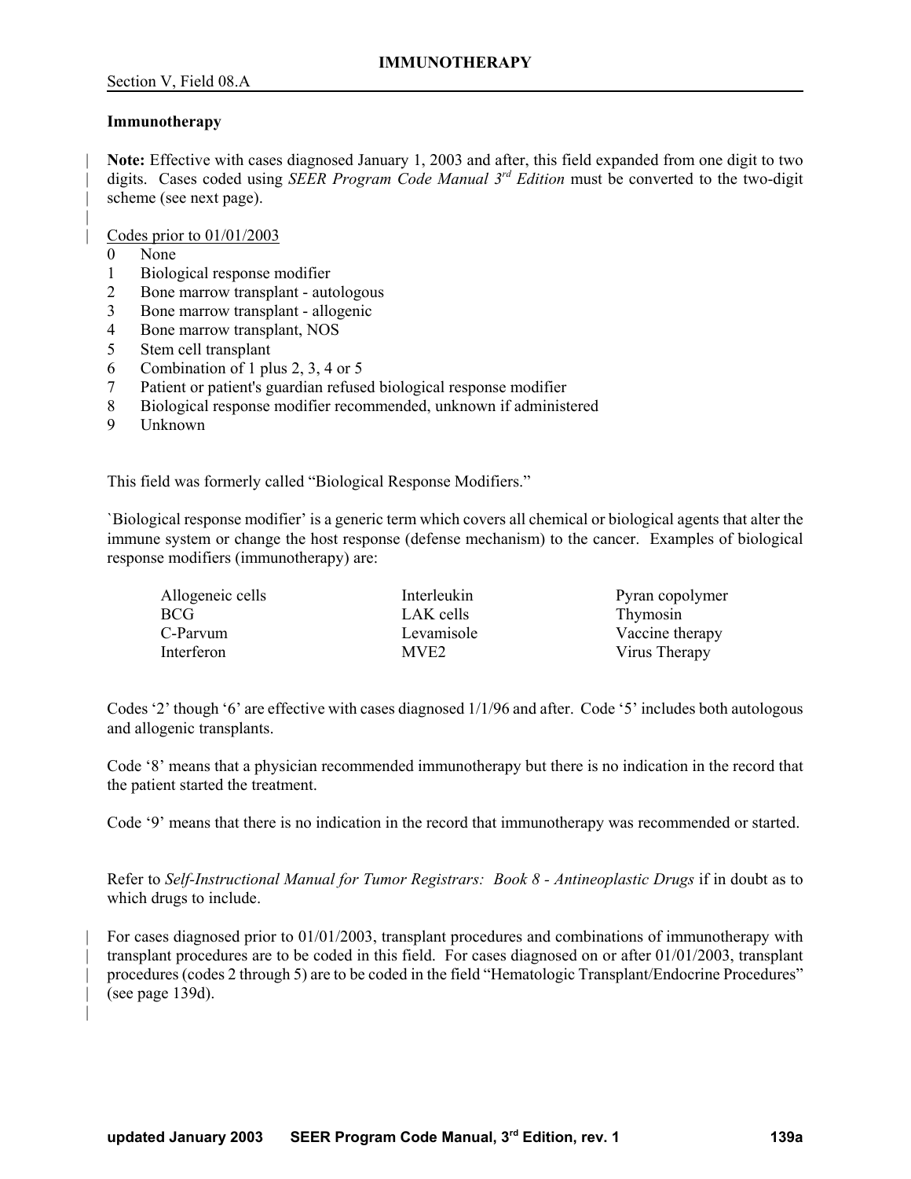## Immunotherapy

Section V, Field 08.A

**Immunotherapy**

**Note:** Effective with cases diagnosed January 1, 2003 and after, this field expanded from one digit to two digits. Cases coded using *SEER Program Code Manual 3rd Edition* must be converted to the two-digit scheme (see next page).

Codes prior to 01/01/2003

- 0 None
- 1 Biological response modifier
- 2 Bone marrow transplant - autologous
- 3 Bone marrow transplant - allogenic
- 4 Bone marrow transplant, NOS
- 5 Stem cell transplant
- 6 Combination of 1 plus 2, 3, 4 or 5
- 7 Patient or patient's guardian refused biological response modifier
- 8 Biological response modifier recommended, unknown if administered
- 9 Unknown

This field was formerly called "Biological Response Modifiers."

`Biological response modifier' is a generic term which covers all chemical or biological agents that alter the immune system or change the host response (defense mechanism) to the cancer. Examples of biological response modifiers (immunotherapy) are:

| | | |
|---|---|---|
| Allogeneic cells | Interleukin | Pyran copolymer |
| BCG | LAK cells | Thymosin |
| C-Parvum | Levamisole | Vaccine therapy |
| Interferon | MVE2 | Virus Therapy |

Codes '2' though '6' are effective with cases diagnosed 1/1/96 and after. Code '5' includes both autologous and allogenic transplants.

Code '8' means that a physician recommended immunotherapy but there is no indication in the record that the patient started the treatment.

Code '9' means that there is no indication in the record that immunotherapy was recommended or started.

Refer to *Self-Instructional Manual for Tumor Registrars: Book 8 - Antineoplastic Drugs* if in doubt as to which drugs to include.

For cases diagnosed prior to 01/01/2003, transplant procedures and combinations of immunotherapy with transplant procedures are to be coded in this field. For cases diagnosed on or after 01/01/2003, transplant procedures (codes 2 through 5) are to be coded in the field "Hematologic Transplant/Endocrine Procedures" (see page 139d).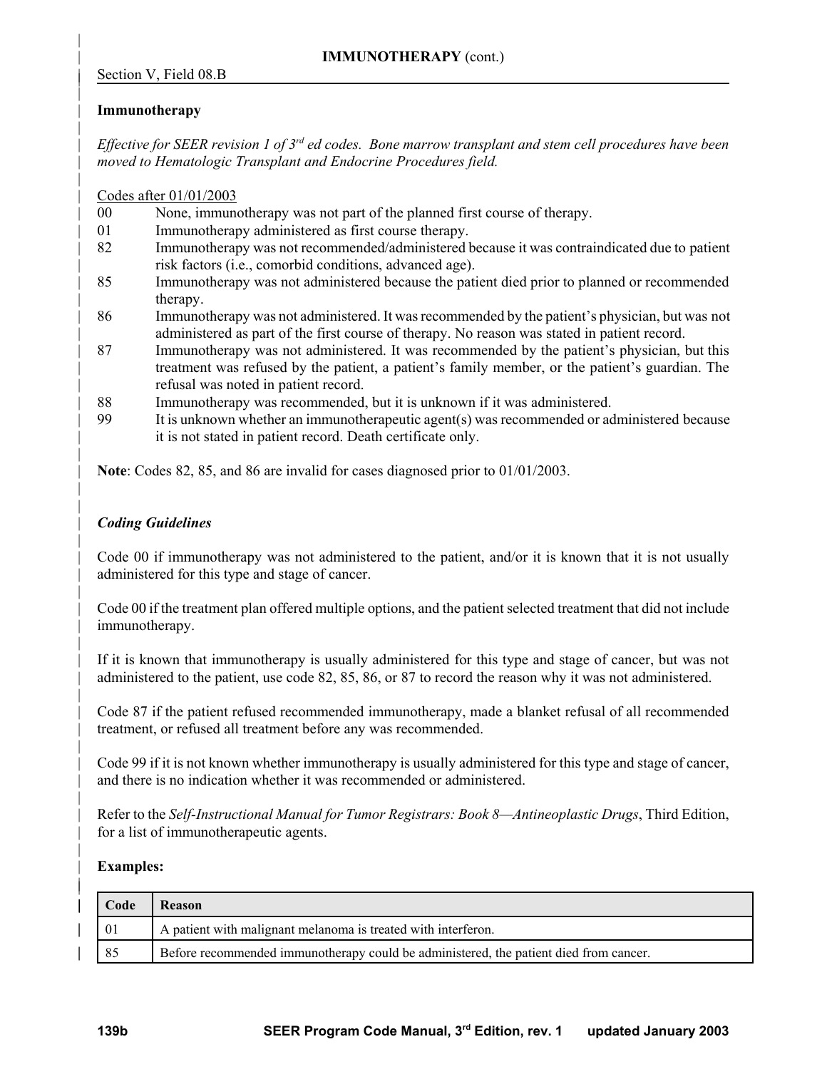## IMMUNOTHERAPY (cont.)

Section V, Field 08.B

**Immunotherapy**

*Effective for SEER revision 1 of 3rd ed codes. Bone marrow transplant and stem cell procedures have been moved to Hematologic Transplant and Endocrine Procedures field.*

Codes after 01/01/2003

- 00 None, immunotherapy was not part of the planned first course of therapy.
- 01 Immunotherapy administered as first course therapy.
- 82 Immunotherapy was not recommended/administered because it was contraindicated due to patient risk factors (i.e., comorbid conditions, advanced age).
- 85 Immunotherapy was not administered because the patient died prior to planned or recommended therapy.
- 86 Immunotherapy was not administered. It was recommended by the patient's physician, but was not administered as part of the first course of therapy. No reason was stated in patient record.
- 87 Immunotherapy was not administered. It was recommended by the patient's physician, but this treatment was refused by the patient, a patient's family member, or the patient's guardian. The refusal was noted in patient record.
- 88 Immunotherapy was recommended, but it is unknown if it was administered.
- 99 It is unknown whether an immunotherapeutic agent(s) was recommended or administered because it is not stated in patient record. Death certificate only.

**Note**: Codes 82, 85, and 86 are invalid for cases diagnosed prior to 01/01/2003.

***Coding Guidelines***

Code 00 if immunotherapy was not administered to the patient, and/or it is known that it is not usually administered for this type and stage of cancer.

Code 00 if the treatment plan offered multiple options, and the patient selected treatment that did not include immunotherapy.

If it is known that immunotherapy is usually administered for this type and stage of cancer, but was not administered to the patient, use code 82, 85, 86, or 87 to record the reason why it was not administered.

Code 87 if the patient refused recommended immunotherapy, made a blanket refusal of all recommended treatment, or refused all treatment before any was recommended.

Code 99 if it is not known whether immunotherapy is usually administered for this type and stage of cancer, and there is no indication whether it was recommended or administered.

Refer to the *Self-Instructional Manual for Tumor Registrars: Book 8—Antineoplastic Drugs*, Third Edition, for a list of immunotherapeutic agents.

**Examples:**

| Code | Reason |
|---|---|
| 01 | A patient with malignant melanoma is treated with interferon. |
| 85 | Before recommended immunotherapy could be administered, the patient died from cancer. |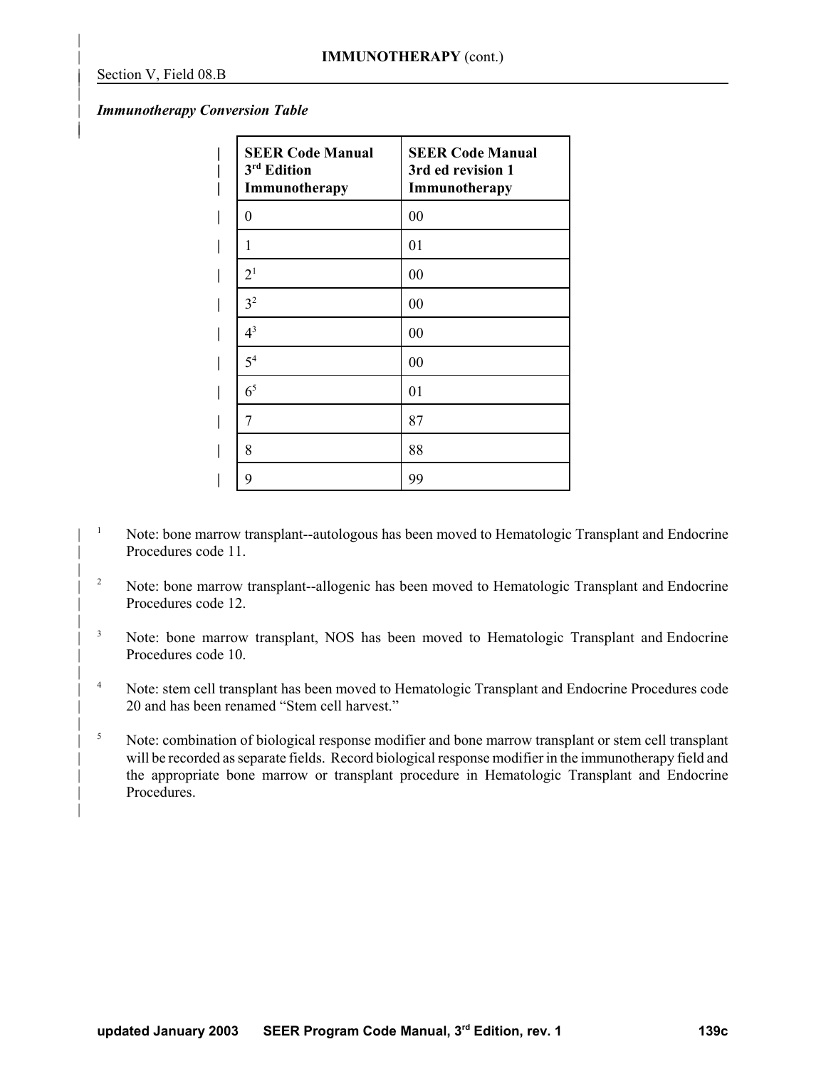## IMMUNOTHERAPY (cont.)

Section V, Field 08.B

***Immunotherapy Conversion Table***

| SEER Code Manual 3rd Edition Immunotherapy | SEER Code Manual 3rd ed revision 1 Immunotherapy |
|---|---|
| 0 | 00 |
| 1 | 01 |
| 2[1] | 00 |
| 3[2] | 00 |
| 4[3] | 00 |
| 5[4] | 00 |
| 6[5] | 01 |
| 7 | 87 |
| 8 | 88 |
| 9 | 99 |

[1] Note: bone marrow transplant--autologous has been moved to Hematologic Transplant and Endocrine Procedures code 11.

[2] Note: bone marrow transplant--allogenic has been moved to Hematologic Transplant and Endocrine Procedures code 12.

[3] Note: bone marrow transplant, NOS has been moved to Hematologic Transplant and Endocrine Procedures code 10.

[4] Note: stem cell transplant has been moved to Hematologic Transplant and Endocrine Procedures code 20 and has been renamed "Stem cell harvest."

[5] Note: combination of biological response modifier and bone marrow transplant or stem cell transplant will be recorded as separate fields. Record biological response modifier in the immunotherapy field and the appropriate bone marrow or transplant procedure in Hematologic Transplant and Endocrine Procedures.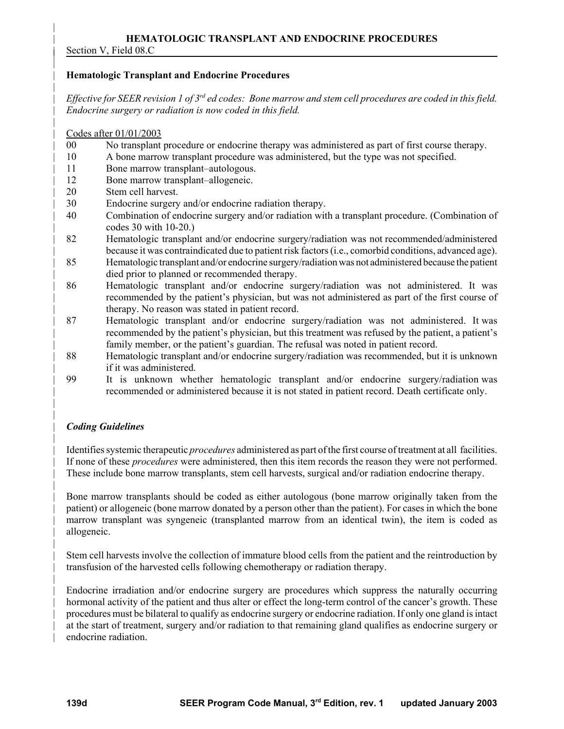## Hematologic Transplant and Endocrine Procedures

*Effective for SEER revision 1 of 3rd ed codes: Bone marrow and stem cell procedures are coded in this field. Endocrine surgery or radiation is now coded in this field.*

Codes after 01/01/2003

| Code | Description |
|---|---|
| 00 | No transplant procedure or endocrine therapy was administered as part of first course therapy. |
| 10 | A bone marrow transplant procedure was administered, but the type was not specified. |
| 11 | Bone marrow transplant–autologous. |
| 12 | Bone marrow transplant–allogeneic. |
| 20 | Stem cell harvest. |
| 30 | Endocrine surgery and/or endocrine radiation therapy. |
| 40 | Combination of endocrine surgery and/or radiation with a transplant procedure. (Combination of codes 30 with 10-20.) |
| 82 | Hematologic transplant and/or endocrine surgery/radiation was not recommended/administered because it was contraindicated due to patient risk factors (i.e., comorbid conditions, advanced age). |
| 85 | Hematologic transplant and/or endocrine surgery/radiation was not administered because the patient died prior to planned or recommended therapy. |
| 86 | Hematologic transplant and/or endocrine surgery/radiation was not administered. It was recommended by the patient's physician, but was not administered as part of the first course of therapy. No reason was stated in patient record. |
| 87 | Hematologic transplant and/or endocrine surgery/radiation was not administered. It was recommended by the patient's physician, but this treatment was refused by the patient, a patient's family member, or the patient's guardian. The refusal was noted in patient record. |
| 88 | Hematologic transplant and/or endocrine surgery/radiation was recommended, but it is unknown if it was administered. |
| 99 | It is unknown whether hematologic transplant and/or endocrine surgery/radiation was recommended or administered because it is not stated in patient record. Death certificate only. |

### *Coding Guidelines*

Identifies systemic therapeutic *procedures* administered as part of the first course of treatment at all facilities. If none of these *procedures* were administered, then this item records the reason they were not performed. These include bone marrow transplants, stem cell harvests, surgical and/or radiation endocrine therapy.

Bone marrow transplants should be coded as either autologous (bone marrow originally taken from the patient) or allogeneic (bone marrow donated by a person other than the patient). For cases in which the bone marrow transplant was syngeneic (transplanted marrow from an identical twin), the item is coded as allogeneic.

Stem cell harvests involve the collection of immature blood cells from the patient and the reintroduction by transfusion of the harvested cells following chemotherapy or radiation therapy.

Endocrine irradiation and/or endocrine surgery are procedures which suppress the naturally occurring hormonal activity of the patient and thus alter or effect the long-term control of the cancer's growth. These procedures must be bilateral to qualify as endocrine surgery or endocrine radiation. If only one gland is intact at the start of treatment, surgery and/or radiation to that remaining gland qualifies as endocrine surgery or endocrine radiation.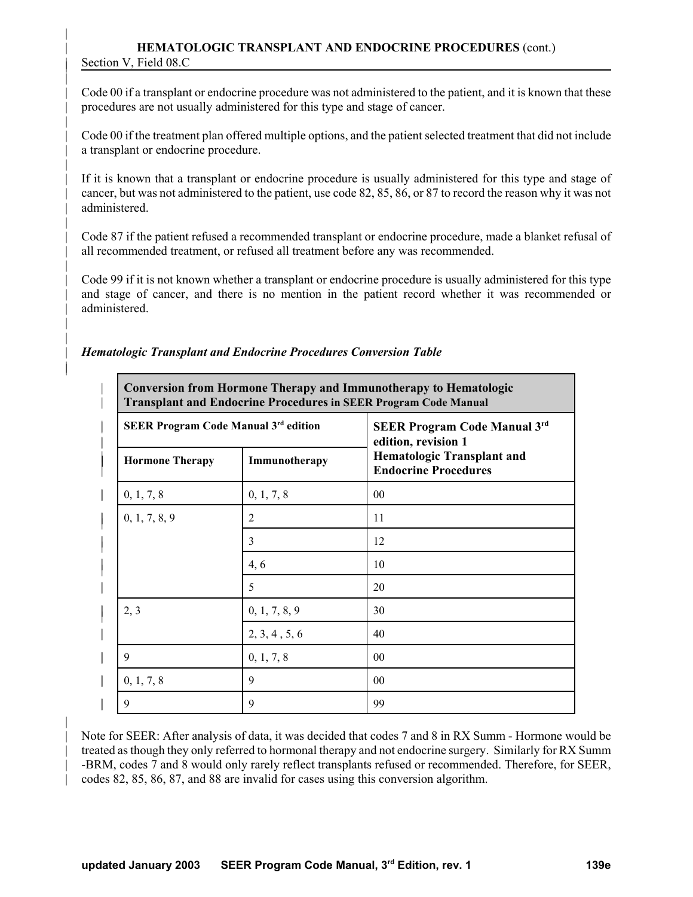## HEMATOLOGIC TRANSPLANT AND ENDOCRINE PROCEDURES (cont.)

Section V, Field 08.C

Code 00 if a transplant or endocrine procedure was not administered to the patient, and it is known that these procedures are not usually administered for this type and stage of cancer.

Code 00 if the treatment plan offered multiple options, and the patient selected treatment that did not include a transplant or endocrine procedure.

If it is known that a transplant or endocrine procedure is usually administered for this type and stage of cancer, but was not administered to the patient, use code 82, 85, 86, or 87 to record the reason why it was not administered.

Code 87 if the patient refused a recommended transplant or endocrine procedure, made a blanket refusal of all recommended treatment, or refused all treatment before any was recommended.

Code 99 if it is not known whether a transplant or endocrine procedure is usually administered for this type and stage of cancer, and there is no mention in the patient record whether it was recommended or administered.

### *Hematologic Transplant and Endocrine Procedures Conversion Table*

| **Conversion from Hormone Therapy and Immunotherapy to Hematologic Transplant and Endocrine Procedures in SEER Program Code Manual** | | |
|---|---|---|
| **SEER Program Code Manual 3rd edition** | | **SEER Program Code Manual 3rd edition, revision 1** |
| **Hormone Therapy** | **Immunotherapy** | **Hematologic Transplant and Endocrine Procedures** |
| 0, 1, 7, 8 | 0, 1, 7, 8 | 00 |
| 0, 1, 7, 8, 9 | 2 | 11 |
| | 3 | 12 |
| | 4, 6 | 10 |
| | 5 | 20 |
| 2, 3 | 0, 1, 7, 8, 9 | 30 |
| | 2, 3, 4 , 5, 6 | 40 |
| 9 | 0, 1, 7, 8 | 00 |
| 0, 1, 7, 8 | 9 | 00 |
| 9 | 9 | 99 |

Note for SEER: After analysis of data, it was decided that codes 7 and 8 in RX Summ - Hormone would be treated as though they only referred to hormonal therapy and not endocrine surgery. Similarly for RX Summ -BRM, codes 7 and 8 would only rarely reflect transplants refused or recommended. Therefore, for SEER, codes 82, 85, 86, 87, and 88 are invalid for cases using this conversion algorithm.